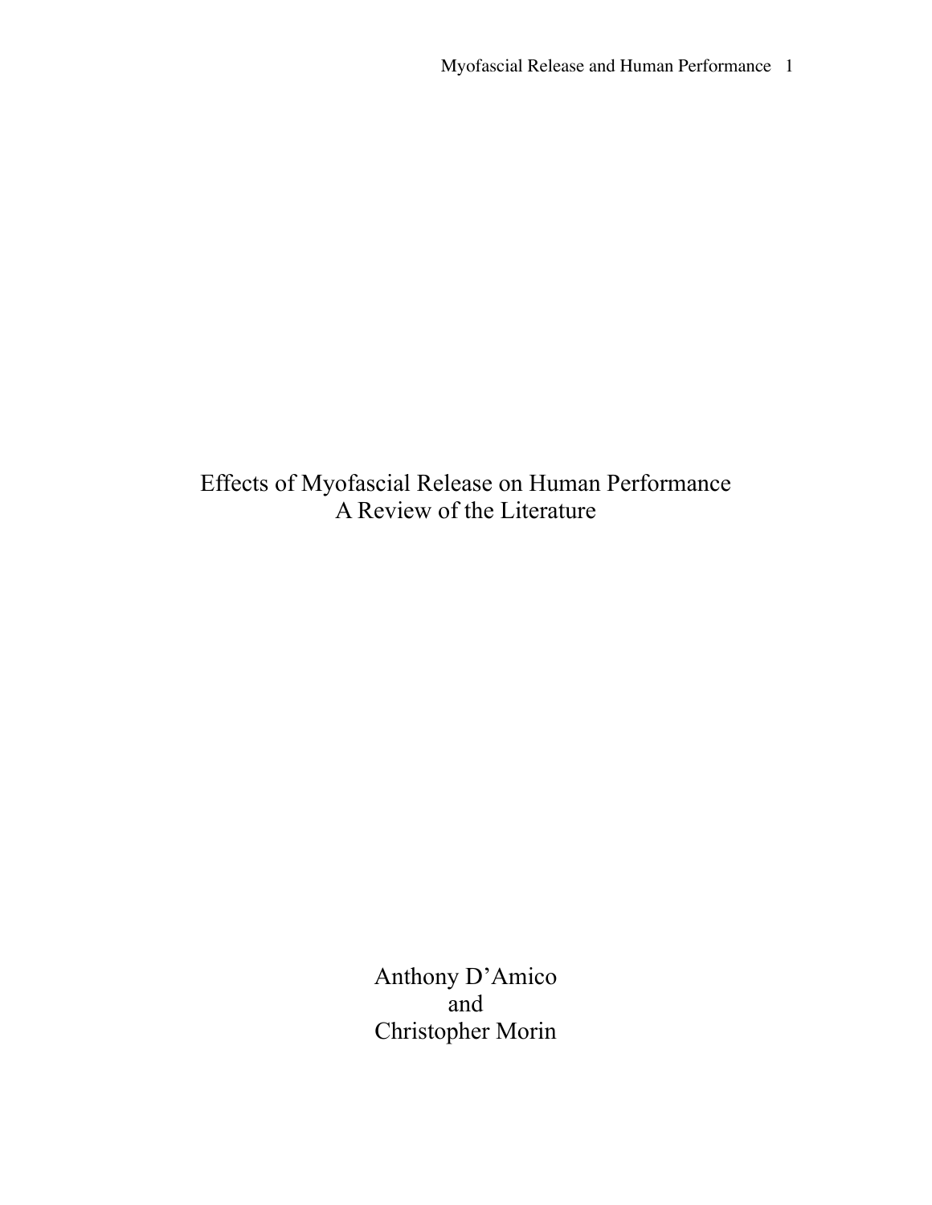# Effects of Myofascial Release on Human Performance
## A Review of the Literature

Anthony D'Amico
and
Christopher Morin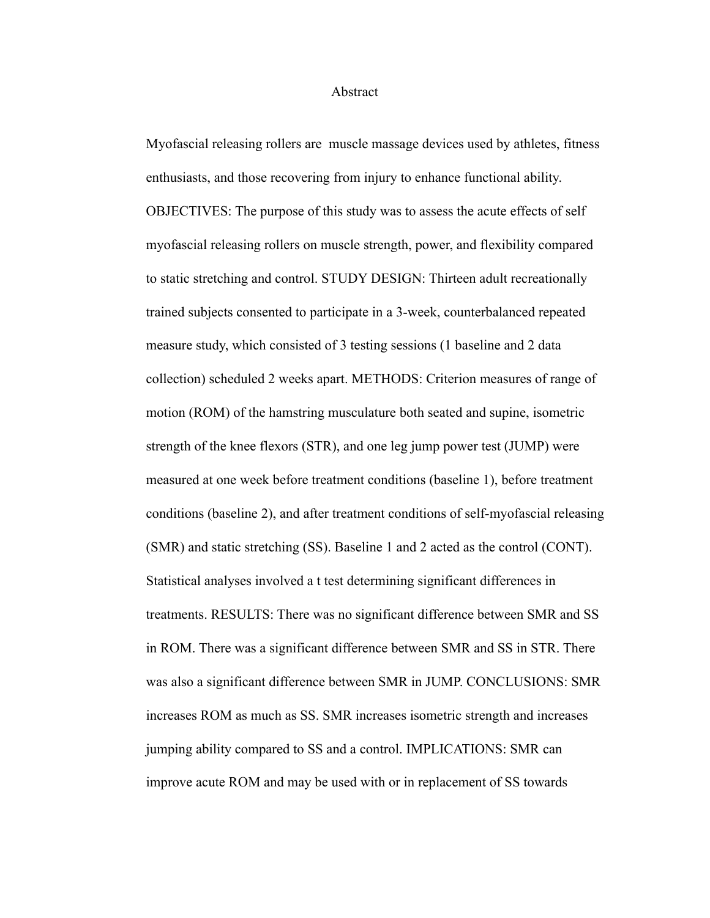# Abstract

Myofascial releasing rollers are muscle massage devices used by athletes, fitness enthusiasts, and those recovering from injury to enhance functional ability. OBJECTIVES: The purpose of this study was to assess the acute effects of self myofascial releasing rollers on muscle strength, power, and flexibility compared to static stretching and control. STUDY DESIGN: Thirteen adult recreationally trained subjects consented to participate in a 3-week, counterbalanced repeated measure study, which consisted of 3 testing sessions (1 baseline and 2 data collection) scheduled 2 weeks apart. METHODS: Criterion measures of range of motion (ROM) of the hamstring musculature both seated and supine, isometric strength of the knee flexors (STR), and one leg jump power test (JUMP) were measured at one week before treatment conditions (baseline 1), before treatment conditions (baseline 2), and after treatment conditions of self-myofascial releasing (SMR) and static stretching (SS). Baseline 1 and 2 acted as the control (CONT). Statistical analyses involved a t test determining significant differences in treatments. RESULTS: There was no significant difference between SMR and SS in ROM. There was a significant difference between SMR and SS in STR. There was also a significant difference between SMR in JUMP. CONCLUSIONS: SMR increases ROM as much as SS. SMR increases isometric strength and increases jumping ability compared to SS and a control. IMPLICATIONS: SMR can improve acute ROM and may be used with or in replacement of SS towards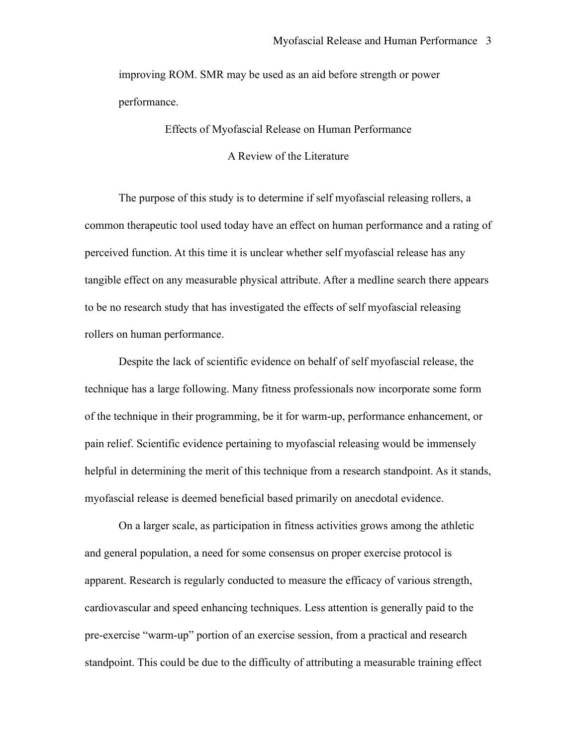improving ROM. SMR may be used as an aid before strength or power performance.

## Effects of Myofascial Release on Human Performance

### A Review of the Literature

The purpose of this study is to determine if self myofascial releasing rollers, a common therapeutic tool used today have an effect on human performance and a rating of perceived function. At this time it is unclear whether self myofascial release has any tangible effect on any measurable physical attribute. After a medline search there appears to be no research study that has investigated the effects of self myofascial releasing rollers on human performance.

Despite the lack of scientific evidence on behalf of self myofascial release, the technique has a large following. Many fitness professionals now incorporate some form of the technique in their programming, be it for warm-up, performance enhancement, or pain relief. Scientific evidence pertaining to myofascial releasing would be immensely helpful in determining the merit of this technique from a research standpoint. As it stands, myofascial release is deemed beneficial based primarily on anecdotal evidence.

On a larger scale, as participation in fitness activities grows among the athletic and general population, a need for some consensus on proper exercise protocol is apparent. Research is regularly conducted to measure the efficacy of various strength, cardiovascular and speed enhancing techniques. Less attention is generally paid to the pre-exercise "warm-up" portion of an exercise session, from a practical and research standpoint. This could be due to the difficulty of attributing a measurable training effect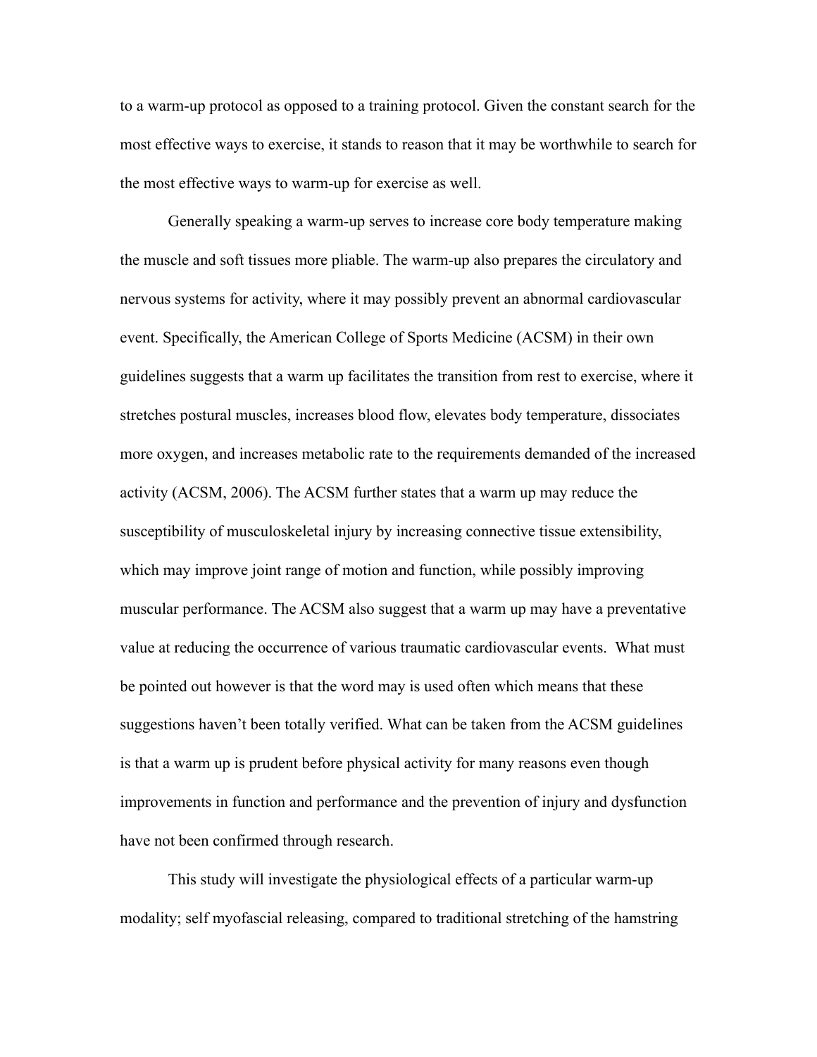to a warm-up protocol as opposed to a training protocol. Given the constant search for the most effective ways to exercise, it stands to reason that it may be worthwhile to search for the most effective ways to warm-up for exercise as well.

Generally speaking a warm-up serves to increase core body temperature making the muscle and soft tissues more pliable. The warm-up also prepares the circulatory and nervous systems for activity, where it may possibly prevent an abnormal cardiovascular event. Specifically, the American College of Sports Medicine (ACSM) in their own guidelines suggests that a warm up facilitates the transition from rest to exercise, where it stretches postural muscles, increases blood flow, elevates body temperature, dissociates more oxygen, and increases metabolic rate to the requirements demanded of the increased activity (ACSM, 2006). The ACSM further states that a warm up may reduce the susceptibility of musculoskeletal injury by increasing connective tissue extensibility, which may improve joint range of motion and function, while possibly improving muscular performance. The ACSM also suggest that a warm up may have a preventative value at reducing the occurrence of various traumatic cardiovascular events. What must be pointed out however is that the word may is used often which means that these suggestions haven't been totally verified. What can be taken from the ACSM guidelines is that a warm up is prudent before physical activity for many reasons even though improvements in function and performance and the prevention of injury and dysfunction have not been confirmed through research.

This study will investigate the physiological effects of a particular warm-up modality; self myofascial releasing, compared to traditional stretching of the hamstring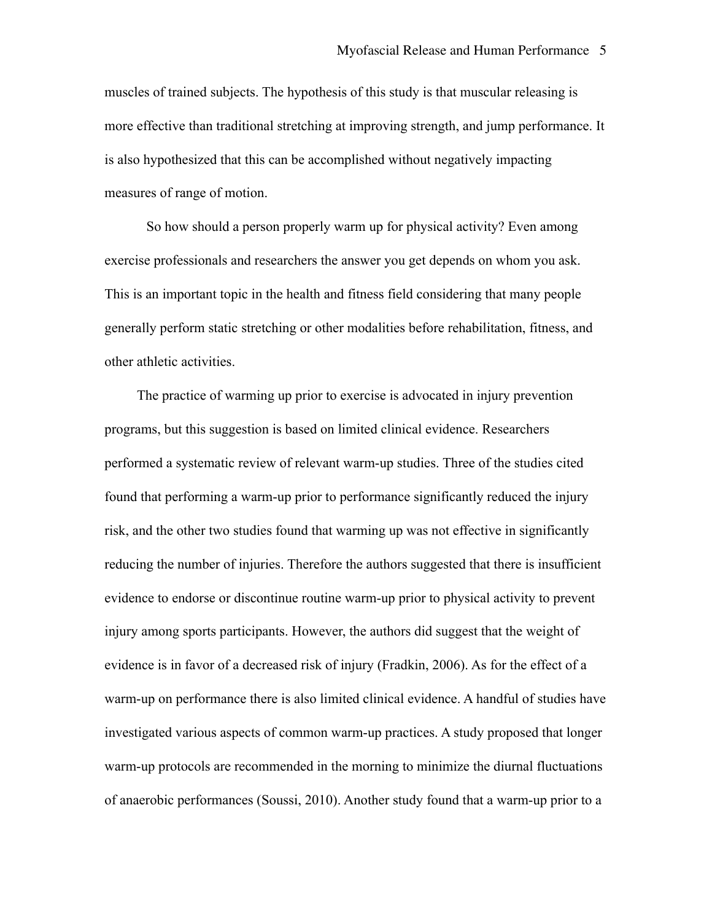muscles of trained subjects. The hypothesis of this study is that muscular releasing is more effective than traditional stretching at improving strength, and jump performance. It is also hypothesized that this can be accomplished without negatively impacting measures of range of motion.

So how should a person properly warm up for physical activity? Even among exercise professionals and researchers the answer you get depends on whom you ask. This is an important topic in the health and fitness field considering that many people generally perform static stretching or other modalities before rehabilitation, fitness, and other athletic activities.

The practice of warming up prior to exercise is advocated in injury prevention programs, but this suggestion is based on limited clinical evidence. Researchers performed a systematic review of relevant warm-up studies. Three of the studies cited found that performing a warm-up prior to performance significantly reduced the injury risk, and the other two studies found that warming up was not effective in significantly reducing the number of injuries. Therefore the authors suggested that there is insufficient evidence to endorse or discontinue routine warm-up prior to physical activity to prevent injury among sports participants. However, the authors did suggest that the weight of evidence is in favor of a decreased risk of injury (Fradkin, 2006). As for the effect of a warm-up on performance there is also limited clinical evidence. A handful of studies have investigated various aspects of common warm-up practices. A study proposed that longer warm-up protocols are recommended in the morning to minimize the diurnal fluctuations of anaerobic performances (Soussi, 2010). Another study found that a warm-up prior to a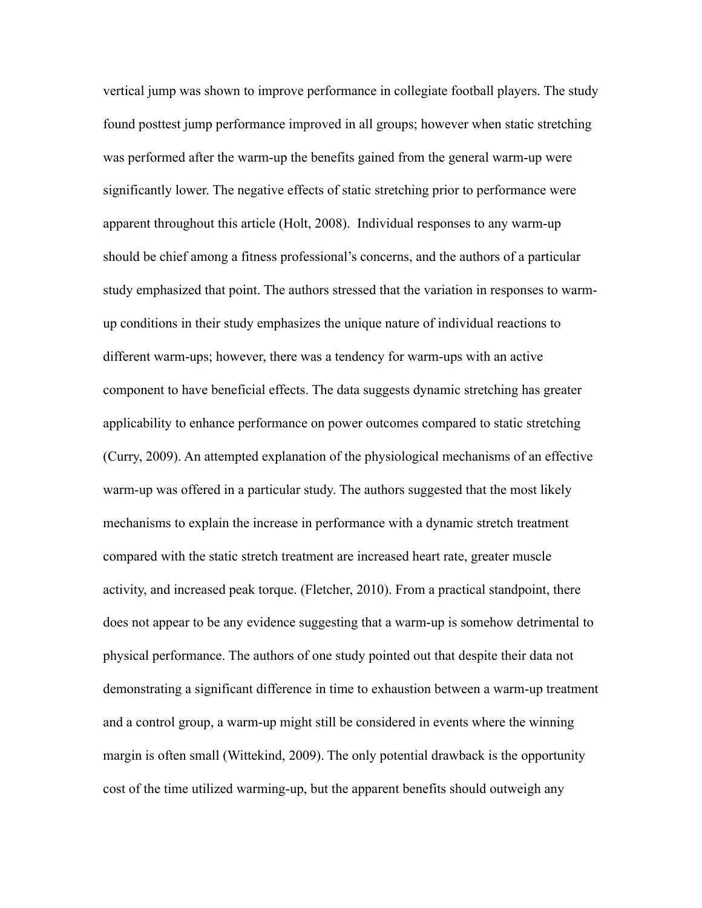vertical jump was shown to improve performance in collegiate football players. The study found posttest jump performance improved in all groups; however when static stretching was performed after the warm-up the benefits gained from the general warm-up were significantly lower. The negative effects of static stretching prior to performance were apparent throughout this article (Holt, 2008). Individual responses to any warm-up should be chief among a fitness professional's concerns, and the authors of a particular study emphasized that point. The authors stressed that the variation in responses to warm-up conditions in their study emphasizes the unique nature of individual reactions to different warm-ups; however, there was a tendency for warm-ups with an active component to have beneficial effects. The data suggests dynamic stretching has greater applicability to enhance performance on power outcomes compared to static stretching (Curry, 2009). An attempted explanation of the physiological mechanisms of an effective warm-up was offered in a particular study. The authors suggested that the most likely mechanisms to explain the increase in performance with a dynamic stretch treatment compared with the static stretch treatment are increased heart rate, greater muscle activity, and increased peak torque. (Fletcher, 2010). From a practical standpoint, there does not appear to be any evidence suggesting that a warm-up is somehow detrimental to physical performance. The authors of one study pointed out that despite their data not demonstrating a significant difference in time to exhaustion between a warm-up treatment and a control group, a warm-up might still be considered in events where the winning margin is often small (Wittekind, 2009). The only potential drawback is the opportunity cost of the time utilized warming-up, but the apparent benefits should outweigh any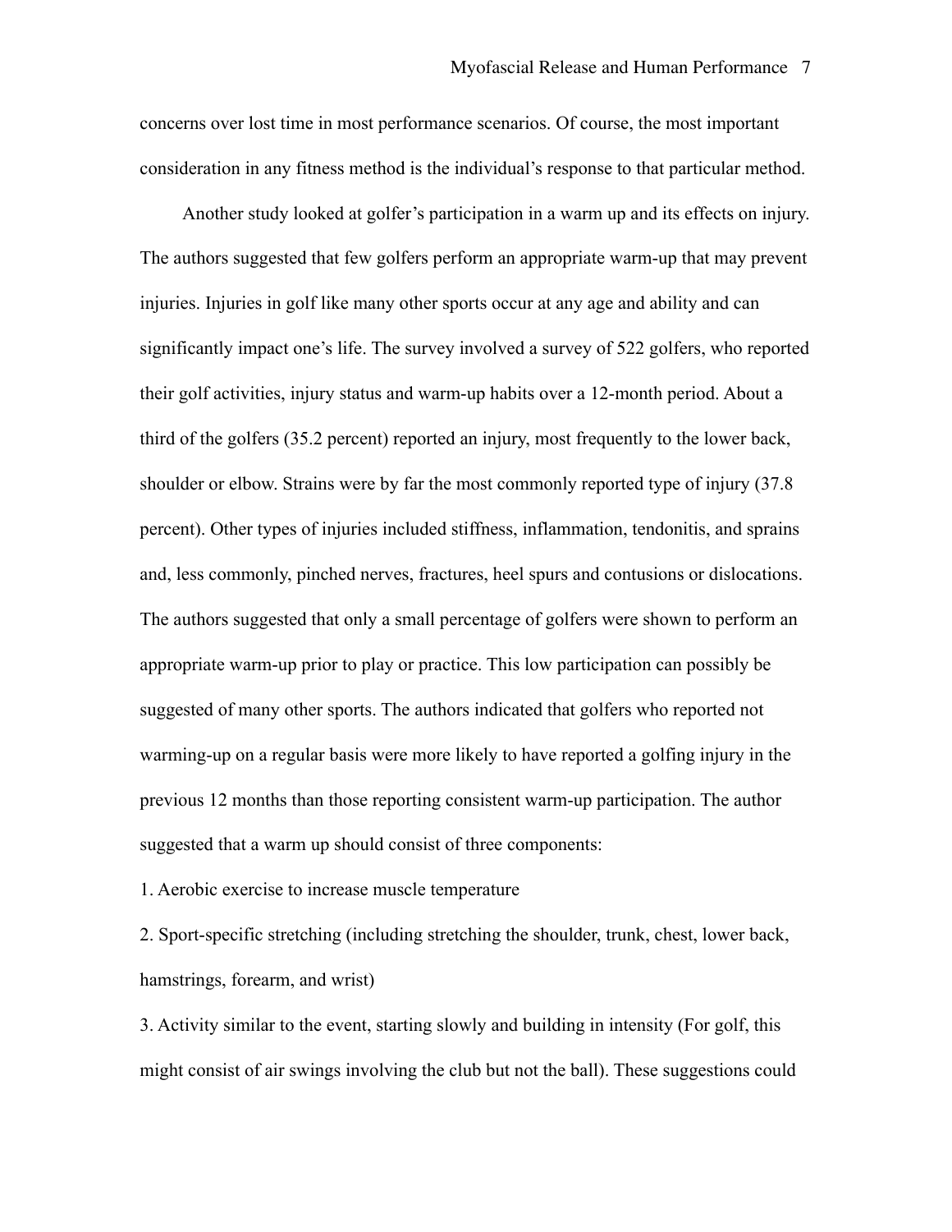concerns over lost time in most performance scenarios. Of course, the most important consideration in any fitness method is the individual's response to that particular method.

Another study looked at golfer's participation in a warm up and its effects on injury. The authors suggested that few golfers perform an appropriate warm-up that may prevent injuries. Injuries in golf like many other sports occur at any age and ability and can significantly impact one's life. The survey involved a survey of 522 golfers, who reported their golf activities, injury status and warm-up habits over a 12-month period. About a third of the golfers (35.2 percent) reported an injury, most frequently to the lower back, shoulder or elbow. Strains were by far the most commonly reported type of injury (37.8 percent). Other types of injuries included stiffness, inflammation, tendonitis, and sprains and, less commonly, pinched nerves, fractures, heel spurs and contusions or dislocations. The authors suggested that only a small percentage of golfers were shown to perform an appropriate warm-up prior to play or practice. This low participation can possibly be suggested of many other sports. The authors indicated that golfers who reported not warming-up on a regular basis were more likely to have reported a golfing injury in the previous 12 months than those reporting consistent warm-up participation. The author suggested that a warm up should consist of three components:

1. Aerobic exercise to increase muscle temperature
2. Sport-specific stretching (including stretching the shoulder, trunk, chest, lower back, hamstrings, forearm, and wrist)
3. Activity similar to the event, starting slowly and building in intensity (For golf, this might consist of air swings involving the club but not the ball). These suggestions could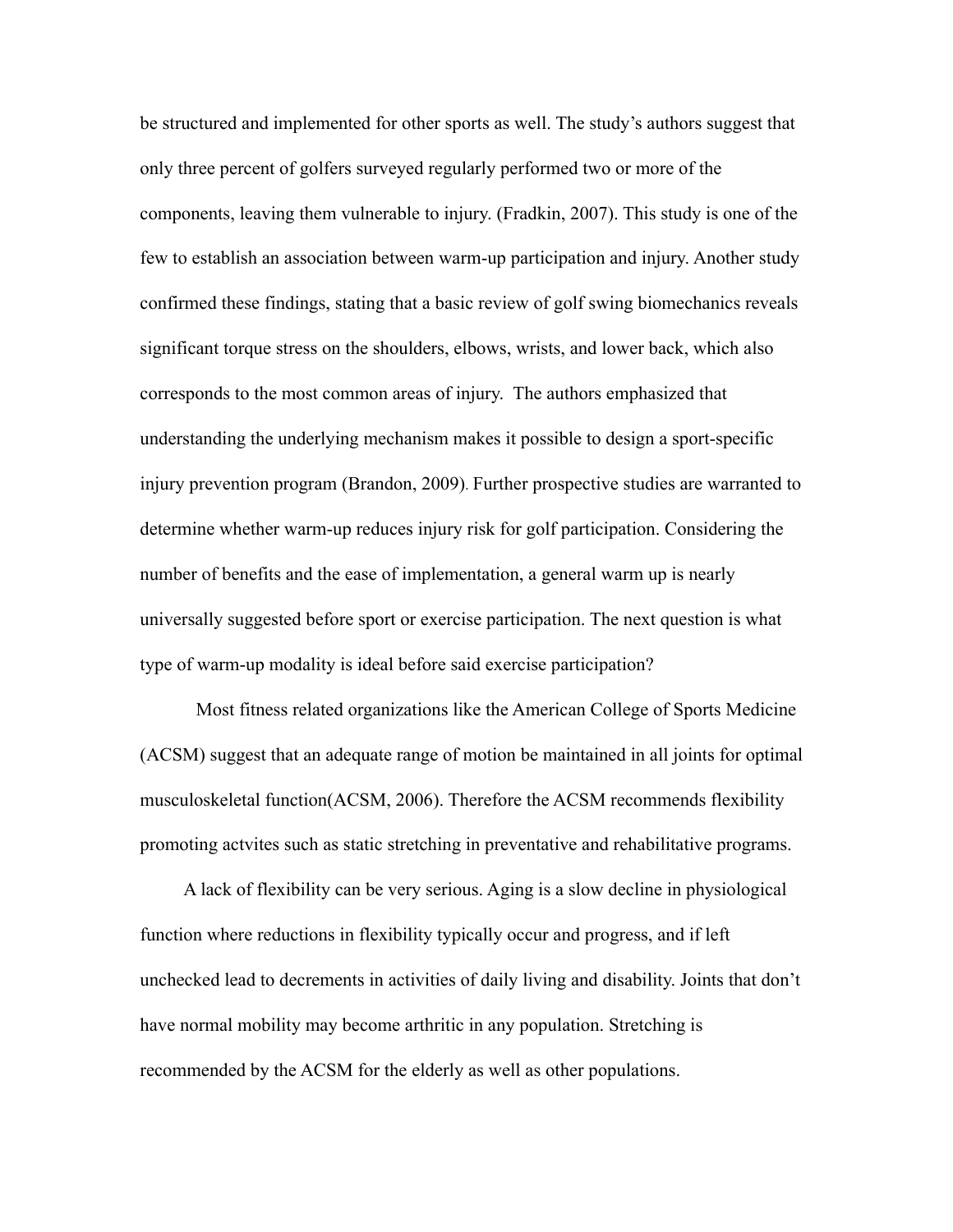be structured and implemented for other sports as well. The study's authors suggest that only three percent of golfers surveyed regularly performed two or more of the components, leaving them vulnerable to injury. (Fradkin, 2007). This study is one of the few to establish an association between warm-up participation and injury. Another study confirmed these findings, stating that a basic review of golf swing biomechanics reveals significant torque stress on the shoulders, elbows, wrists, and lower back, which also corresponds to the most common areas of injury. The authors emphasized that understanding the underlying mechanism makes it possible to design a sport-specific injury prevention program (Brandon, 2009). Further prospective studies are warranted to determine whether warm-up reduces injury risk for golf participation. Considering the number of benefits and the ease of implementation, a general warm up is nearly universally suggested before sport or exercise participation. The next question is what type of warm-up modality is ideal before said exercise participation?

Most fitness related organizations like the American College of Sports Medicine (ACSM) suggest that an adequate range of motion be maintained in all joints for optimal musculoskeletal function(ACSM, 2006). Therefore the ACSM recommends flexibility promoting actvites such as static stretching in preventative and rehabilitative programs.

A lack of flexibility can be very serious. Aging is a slow decline in physiological function where reductions in flexibility typically occur and progress, and if left unchecked lead to decrements in activities of daily living and disability. Joints that don't have normal mobility may become arthritic in any population. Stretching is recommended by the ACSM for the elderly as well as other populations.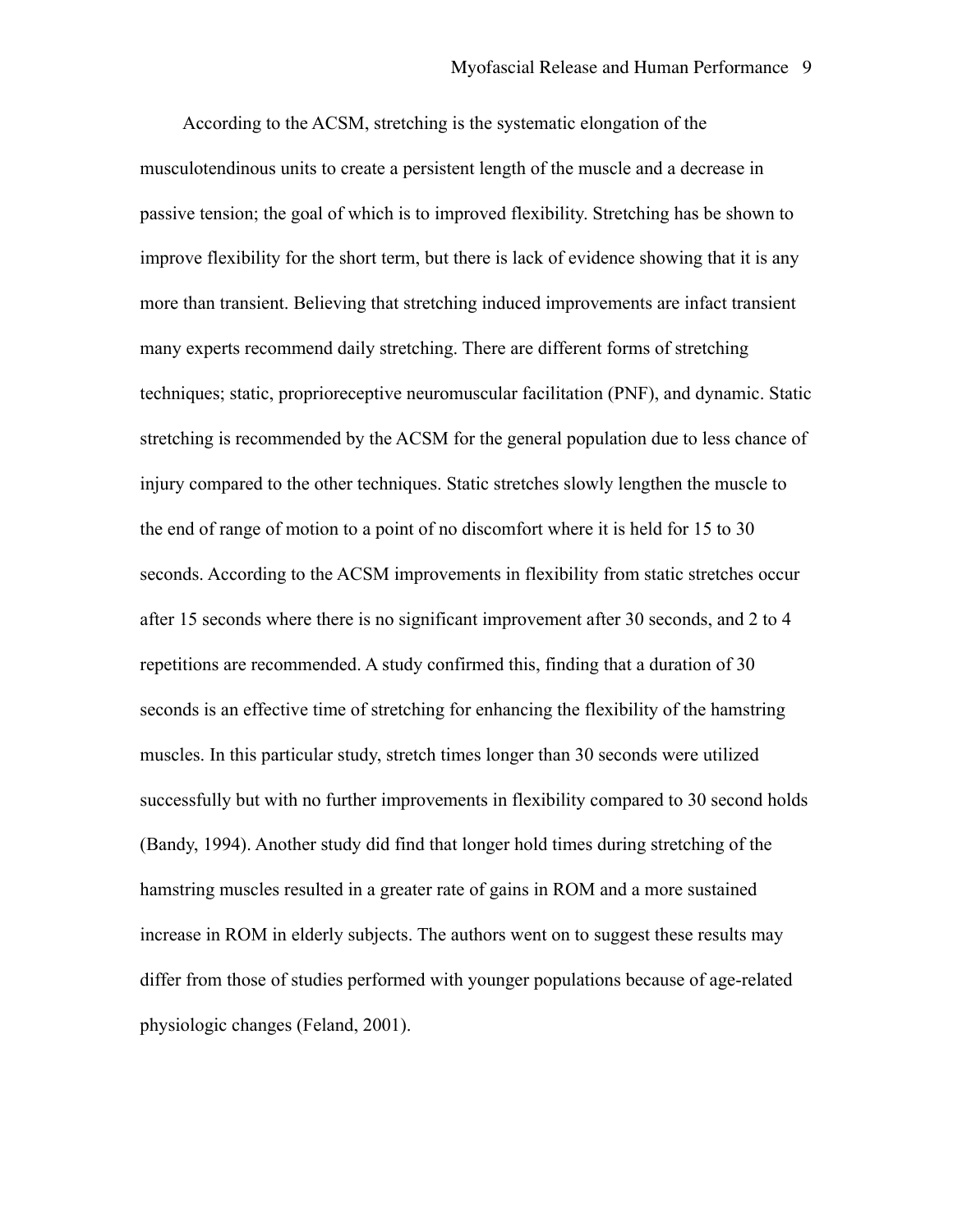According to the ACSM, stretching is the systematic elongation of the musculotendinous units to create a persistent length of the muscle and a decrease in passive tension; the goal of which is to improved flexibility. Stretching has be shown to improve flexibility for the short term, but there is lack of evidence showing that it is any more than transient. Believing that stretching induced improvements are infact transient many experts recommend daily stretching. There are different forms of stretching techniques; static, proprioreceptive neuromuscular facilitation (PNF), and dynamic. Static stretching is recommended by the ACSM for the general population due to less chance of injury compared to the other techniques. Static stretches slowly lengthen the muscle to the end of range of motion to a point of no discomfort where it is held for 15 to 30 seconds. According to the ACSM improvements in flexibility from static stretches occur after 15 seconds where there is no significant improvement after 30 seconds, and 2 to 4 repetitions are recommended. A study confirmed this, finding that a duration of 30 seconds is an effective time of stretching for enhancing the flexibility of the hamstring muscles. In this particular study, stretch times longer than 30 seconds were utilized successfully but with no further improvements in flexibility compared to 30 second holds (Bandy, 1994). Another study did find that longer hold times during stretching of the hamstring muscles resulted in a greater rate of gains in ROM and a more sustained increase in ROM in elderly subjects. The authors went on to suggest these results may differ from those of studies performed with younger populations because of age-related physiologic changes (Feland, 2001).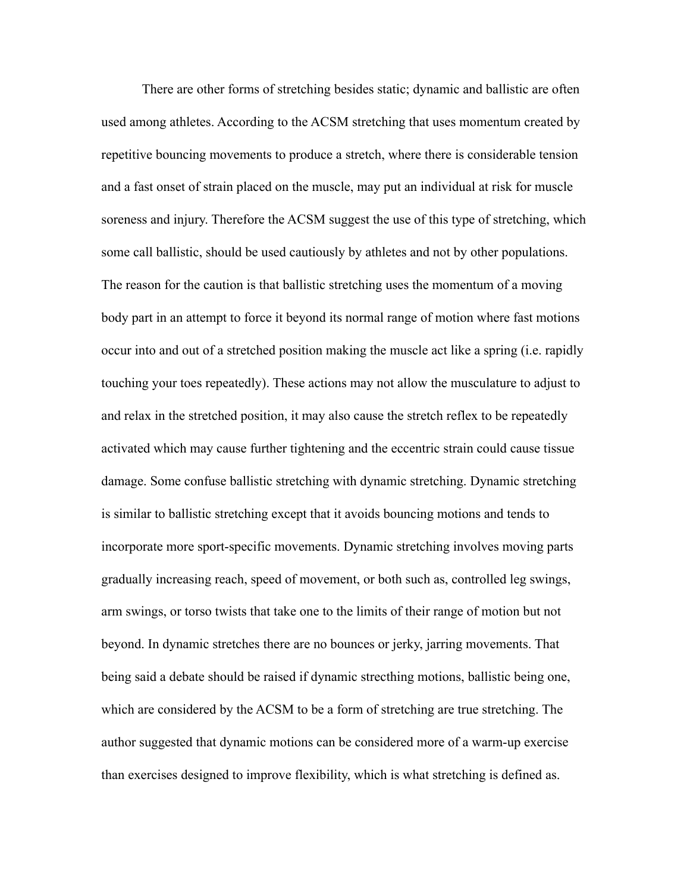There are other forms of stretching besides static; dynamic and ballistic are often used among athletes. According to the ACSM stretching that uses momentum created by repetitive bouncing movements to produce a stretch, where there is considerable tension and a fast onset of strain placed on the muscle, may put an individual at risk for muscle soreness and injury. Therefore the ACSM suggest the use of this type of stretching, which some call ballistic, should be used cautiously by athletes and not by other populations. The reason for the caution is that ballistic stretching uses the momentum of a moving body part in an attempt to force it beyond its normal range of motion where fast motions occur into and out of a stretched position making the muscle act like a spring (i.e. rapidly touching your toes repeatedly). These actions may not allow the musculature to adjust to and relax in the stretched position, it may also cause the stretch reflex to be repeatedly activated which may cause further tightening and the eccentric strain could cause tissue damage. Some confuse ballistic stretching with dynamic stretching. Dynamic stretching is similar to ballistic stretching except that it avoids bouncing motions and tends to incorporate more sport-specific movements. Dynamic stretching involves moving parts gradually increasing reach, speed of movement, or both such as, controlled leg swings, arm swings, or torso twists that take one to the limits of their range of motion but not beyond. In dynamic stretches there are no bounces or jerky, jarring movements. That being said a debate should be raised if dynamic strecthing motions, ballistic being one, which are considered by the ACSM to be a form of stretching are true stretching. The author suggested that dynamic motions can be considered more of a warm-up exercise than exercises designed to improve flexibility, which is what stretching is defined as.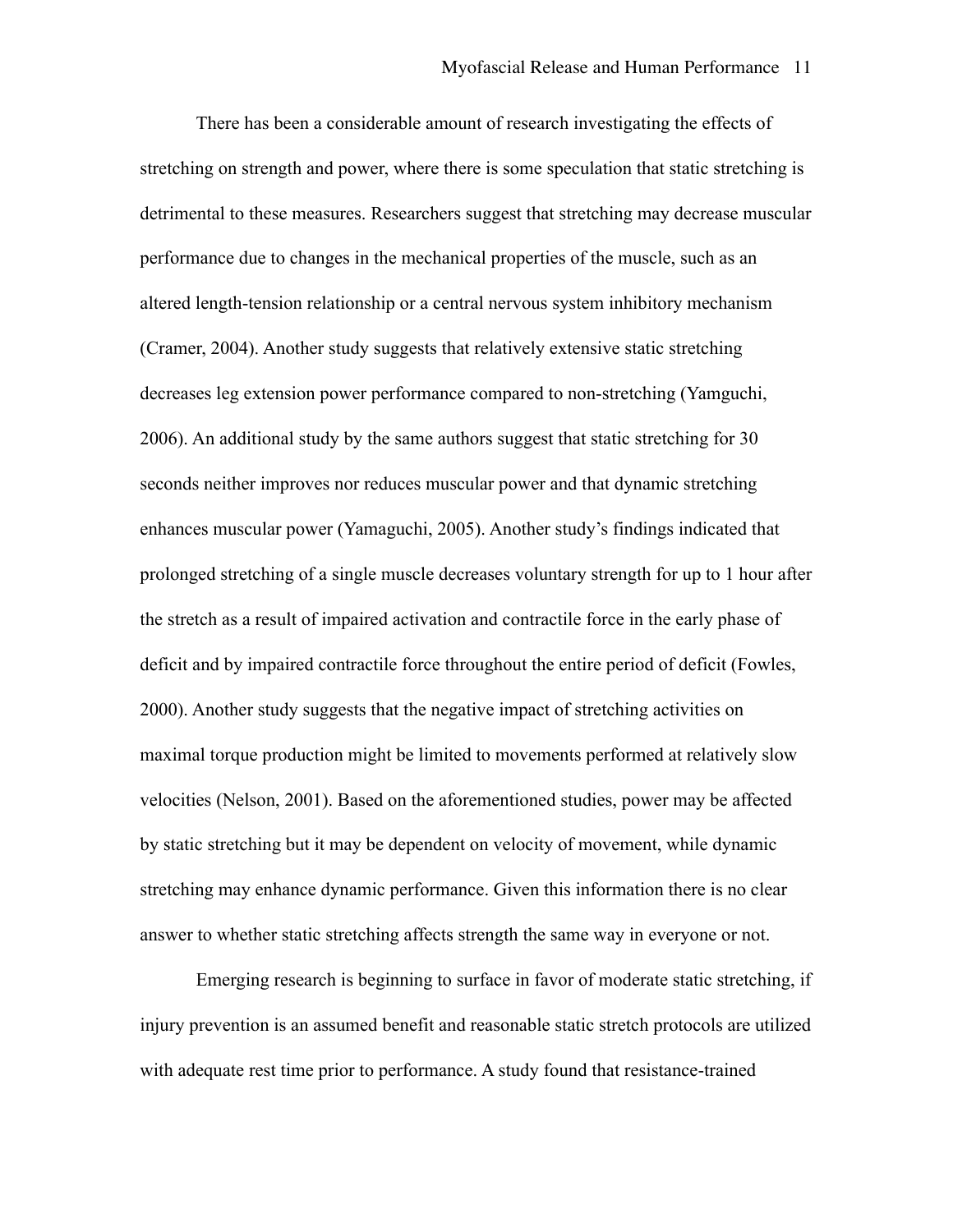There has been a considerable amount of research investigating the effects of stretching on strength and power, where there is some speculation that static stretching is detrimental to these measures. Researchers suggest that stretching may decrease muscular performance due to changes in the mechanical properties of the muscle, such as an altered length-tension relationship or a central nervous system inhibitory mechanism (Cramer, 2004). Another study suggests that relatively extensive static stretching decreases leg extension power performance compared to non-stretching (Yamguchi, 2006). An additional study by the same authors suggest that static stretching for 30 seconds neither improves nor reduces muscular power and that dynamic stretching enhances muscular power (Yamaguchi, 2005). Another study's findings indicated that prolonged stretching of a single muscle decreases voluntary strength for up to 1 hour after the stretch as a result of impaired activation and contractile force in the early phase of deficit and by impaired contractile force throughout the entire period of deficit (Fowles, 2000). Another study suggests that the negative impact of stretching activities on maximal torque production might be limited to movements performed at relatively slow velocities (Nelson, 2001). Based on the aforementioned studies, power may be affected by static stretching but it may be dependent on velocity of movement, while dynamic stretching may enhance dynamic performance. Given this information there is no clear answer to whether static stretching affects strength the same way in everyone or not.

Emerging research is beginning to surface in favor of moderate static stretching, if injury prevention is an assumed benefit and reasonable static stretch protocols are utilized with adequate rest time prior to performance. A study found that resistance-trained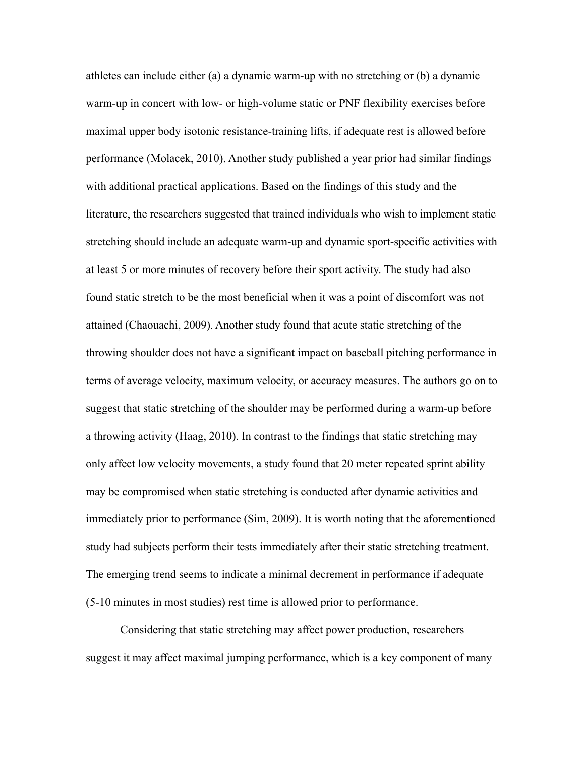athletes can include either (a) a dynamic warm-up with no stretching or (b) a dynamic warm-up in concert with low- or high-volume static or PNF flexibility exercises before maximal upper body isotonic resistance-training lifts, if adequate rest is allowed before performance (Molacek, 2010). Another study published a year prior had similar findings with additional practical applications. Based on the findings of this study and the literature, the researchers suggested that trained individuals who wish to implement static stretching should include an adequate warm-up and dynamic sport-specific activities with at least 5 or more minutes of recovery before their sport activity. The study had also found static stretch to be the most beneficial when it was a point of discomfort was not attained (Chaouachi, 2009). Another study found that acute static stretching of the throwing shoulder does not have a significant impact on baseball pitching performance in terms of average velocity, maximum velocity, or accuracy measures. The authors go on to suggest that static stretching of the shoulder may be performed during a warm-up before a throwing activity (Haag, 2010). In contrast to the findings that static stretching may only affect low velocity movements, a study found that 20 meter repeated sprint ability may be compromised when static stretching is conducted after dynamic activities and immediately prior to performance (Sim, 2009). It is worth noting that the aforementioned study had subjects perform their tests immediately after their static stretching treatment. The emerging trend seems to indicate a minimal decrement in performance if adequate (5-10 minutes in most studies) rest time is allowed prior to performance.

Considering that static stretching may affect power production, researchers suggest it may affect maximal jumping performance, which is a key component of many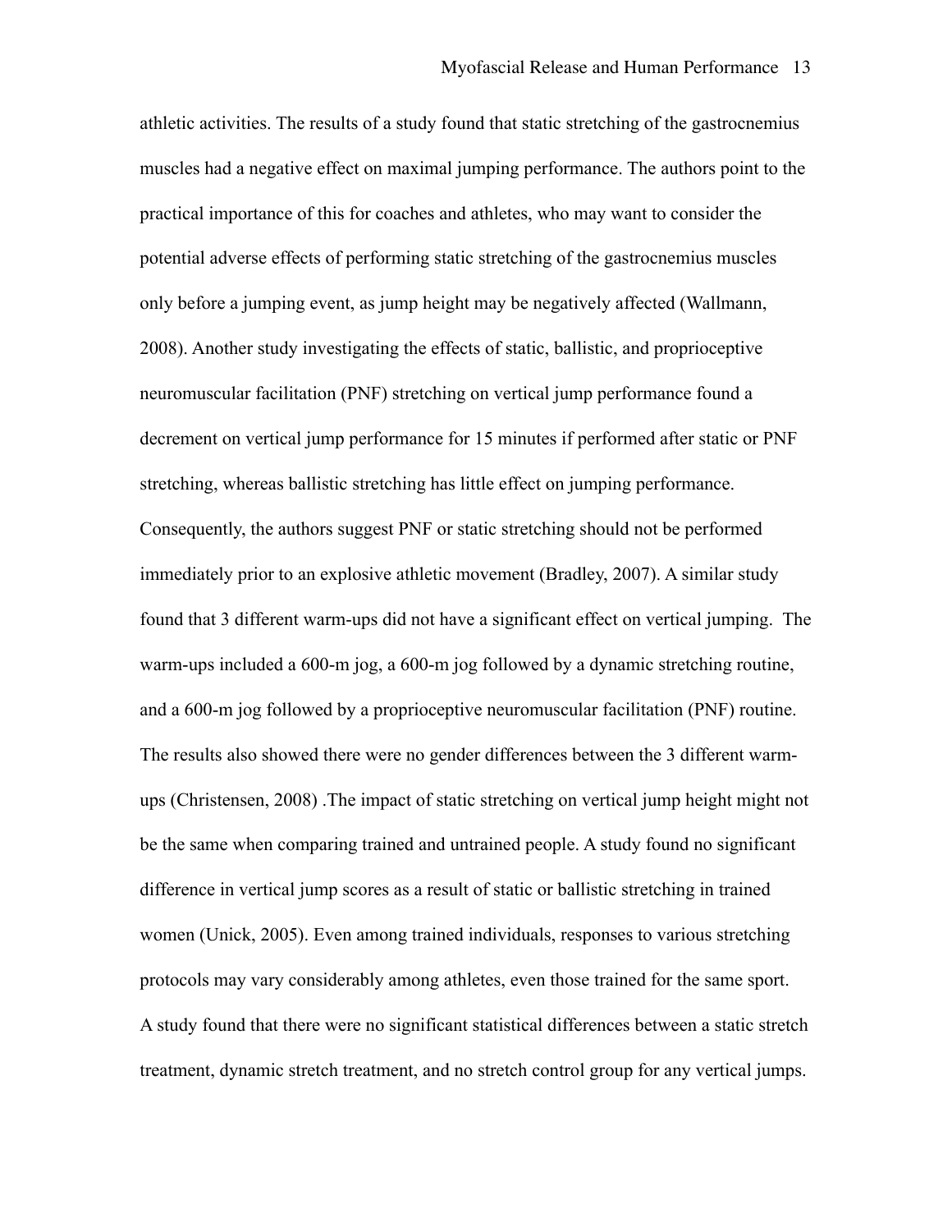athletic activities. The results of a study found that static stretching of the gastrocnemius muscles had a negative effect on maximal jumping performance. The authors point to the practical importance of this for coaches and athletes, who may want to consider the potential adverse effects of performing static stretching of the gastrocnemius muscles only before a jumping event, as jump height may be negatively affected (Wallmann, 2008). Another study investigating the effects of static, ballistic, and proprioceptive neuromuscular facilitation (PNF) stretching on vertical jump performance found a decrement on vertical jump performance for 15 minutes if performed after static or PNF stretching, whereas ballistic stretching has little effect on jumping performance. Consequently, the authors suggest PNF or static stretching should not be performed immediately prior to an explosive athletic movement (Bradley, 2007). A similar study found that 3 different warm-ups did not have a significant effect on vertical jumping. The warm-ups included a 600-m jog, a 600-m jog followed by a dynamic stretching routine, and a 600-m jog followed by a proprioceptive neuromuscular facilitation (PNF) routine. The results also showed there were no gender differences between the 3 different warm-ups (Christensen, 2008) .The impact of static stretching on vertical jump height might not be the same when comparing trained and untrained people. A study found no significant difference in vertical jump scores as a result of static or ballistic stretching in trained women (Unick, 2005). Even among trained individuals, responses to various stretching protocols may vary considerably among athletes, even those trained for the same sport. A study found that there were no significant statistical differences between a static stretch treatment, dynamic stretch treatment, and no stretch control group for any vertical jumps.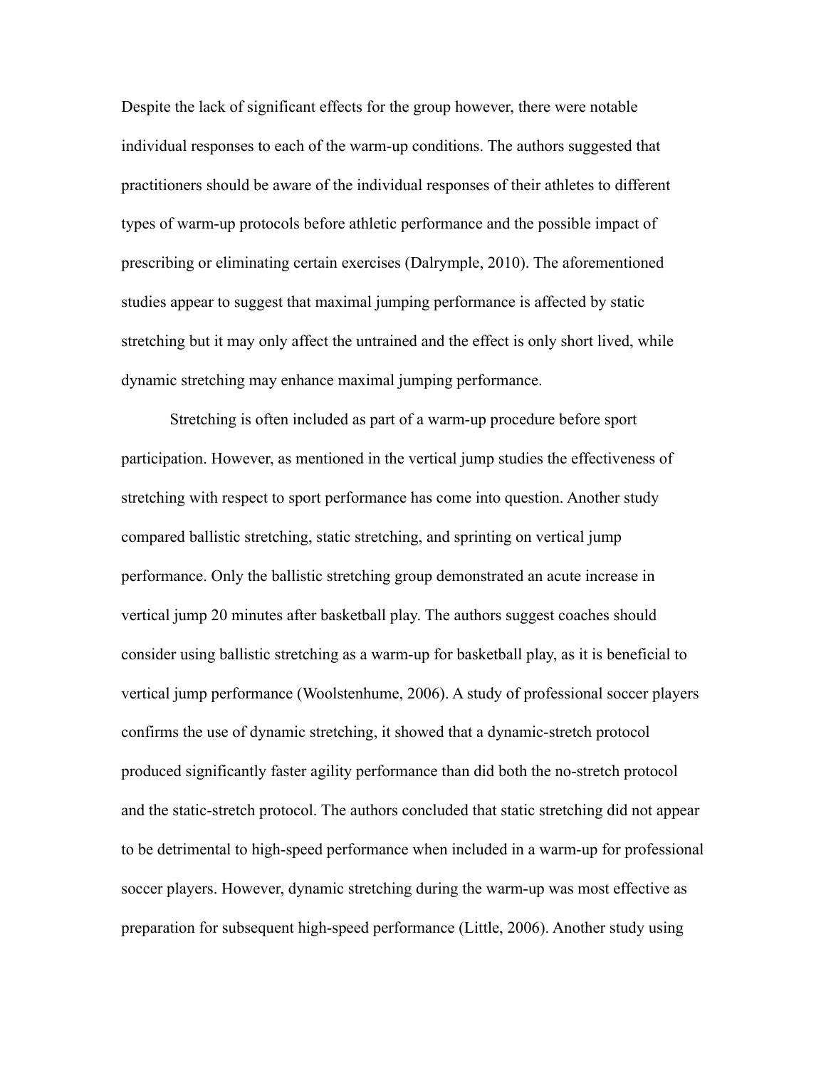Despite the lack of significant effects for the group however, there were notable individual responses to each of the warm-up conditions. The authors suggested that practitioners should be aware of the individual responses of their athletes to different types of warm-up protocols before athletic performance and the possible impact of prescribing or eliminating certain exercises (Dalrymple, 2010). The aforementioned studies appear to suggest that maximal jumping performance is affected by static stretching but it may only affect the untrained and the effect is only short lived, while dynamic stretching may enhance maximal jumping performance.

Stretching is often included as part of a warm-up procedure before sport participation. However, as mentioned in the vertical jump studies the effectiveness of stretching with respect to sport performance has come into question. Another study compared ballistic stretching, static stretching, and sprinting on vertical jump performance. Only the ballistic stretching group demonstrated an acute increase in vertical jump 20 minutes after basketball play. The authors suggest coaches should consider using ballistic stretching as a warm-up for basketball play, as it is beneficial to vertical jump performance (Woolstenhume, 2006). A study of professional soccer players confirms the use of dynamic stretching, it showed that a dynamic-stretch protocol produced significantly faster agility performance than did both the no-stretch protocol and the static-stretch protocol. The authors concluded that static stretching did not appear to be detrimental to high-speed performance when included in a warm-up for professional soccer players. However, dynamic stretching during the warm-up was most effective as preparation for subsequent high-speed performance (Little, 2006). Another study using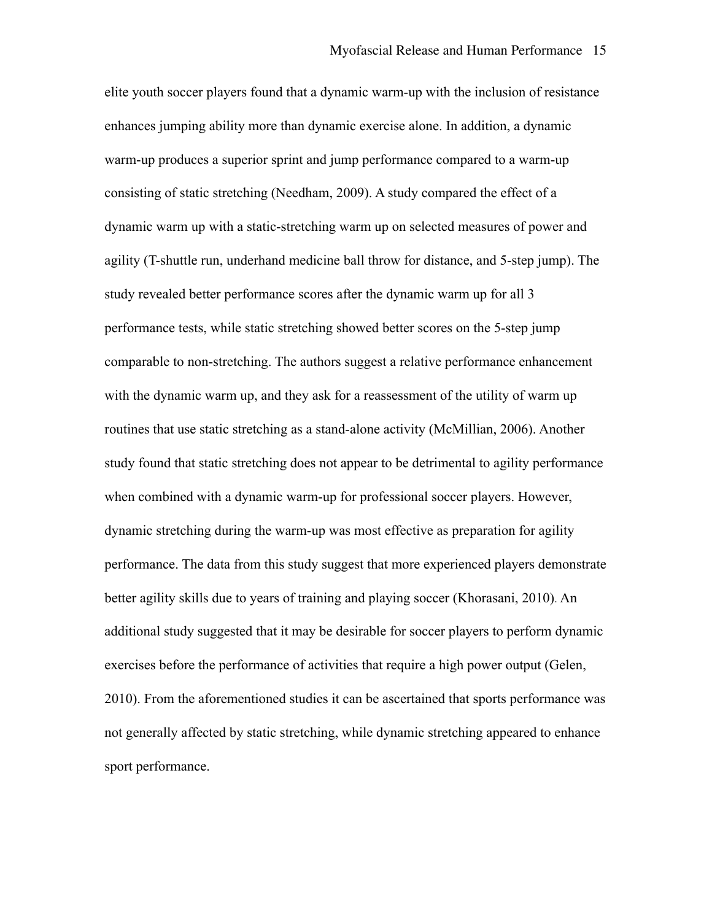elite youth soccer players found that a dynamic warm-up with the inclusion of resistance enhances jumping ability more than dynamic exercise alone. In addition, a dynamic warm-up produces a superior sprint and jump performance compared to a warm-up consisting of static stretching (Needham, 2009). A study compared the effect of a dynamic warm up with a static-stretching warm up on selected measures of power and agility (T-shuttle run, underhand medicine ball throw for distance, and 5-step jump). The study revealed better performance scores after the dynamic warm up for all 3 performance tests, while static stretching showed better scores on the 5-step jump comparable to non-stretching. The authors suggest a relative performance enhancement with the dynamic warm up, and they ask for a reassessment of the utility of warm up routines that use static stretching as a stand-alone activity (McMillian, 2006). Another study found that static stretching does not appear to be detrimental to agility performance when combined with a dynamic warm-up for professional soccer players. However, dynamic stretching during the warm-up was most effective as preparation for agility performance. The data from this study suggest that more experienced players demonstrate better agility skills due to years of training and playing soccer (Khorasani, 2010). An additional study suggested that it may be desirable for soccer players to perform dynamic exercises before the performance of activities that require a high power output (Gelen, 2010). From the aforementioned studies it can be ascertained that sports performance was not generally affected by static stretching, while dynamic stretching appeared to enhance sport performance.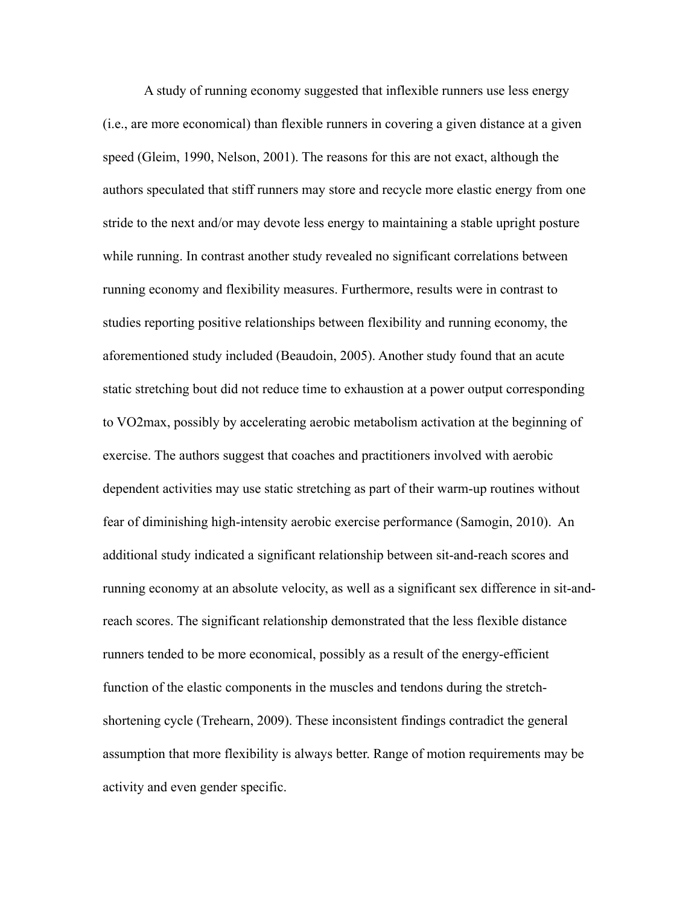A study of running economy suggested that inflexible runners use less energy (i.e., are more economical) than flexible runners in covering a given distance at a given speed (Gleim, 1990, Nelson, 2001). The reasons for this are not exact, although the authors speculated that stiff runners may store and recycle more elastic energy from one stride to the next and/or may devote less energy to maintaining a stable upright posture while running. In contrast another study revealed no significant correlations between running economy and flexibility measures. Furthermore, results were in contrast to studies reporting positive relationships between flexibility and running economy, the aforementioned study included (Beaudoin, 2005). Another study found that an acute static stretching bout did not reduce time to exhaustion at a power output corresponding to VO2max, possibly by accelerating aerobic metabolism activation at the beginning of exercise. The authors suggest that coaches and practitioners involved with aerobic dependent activities may use static stretching as part of their warm-up routines without fear of diminishing high-intensity aerobic exercise performance (Samogin, 2010). An additional study indicated a significant relationship between sit-and-reach scores and running economy at an absolute velocity, as well as a significant sex difference in sit-and-reach scores. The significant relationship demonstrated that the less flexible distance runners tended to be more economical, possibly as a result of the energy-efficient function of the elastic components in the muscles and tendons during the stretch-shortening cycle (Trehearn, 2009). These inconsistent findings contradict the general assumption that more flexibility is always better. Range of motion requirements may be activity and even gender specific.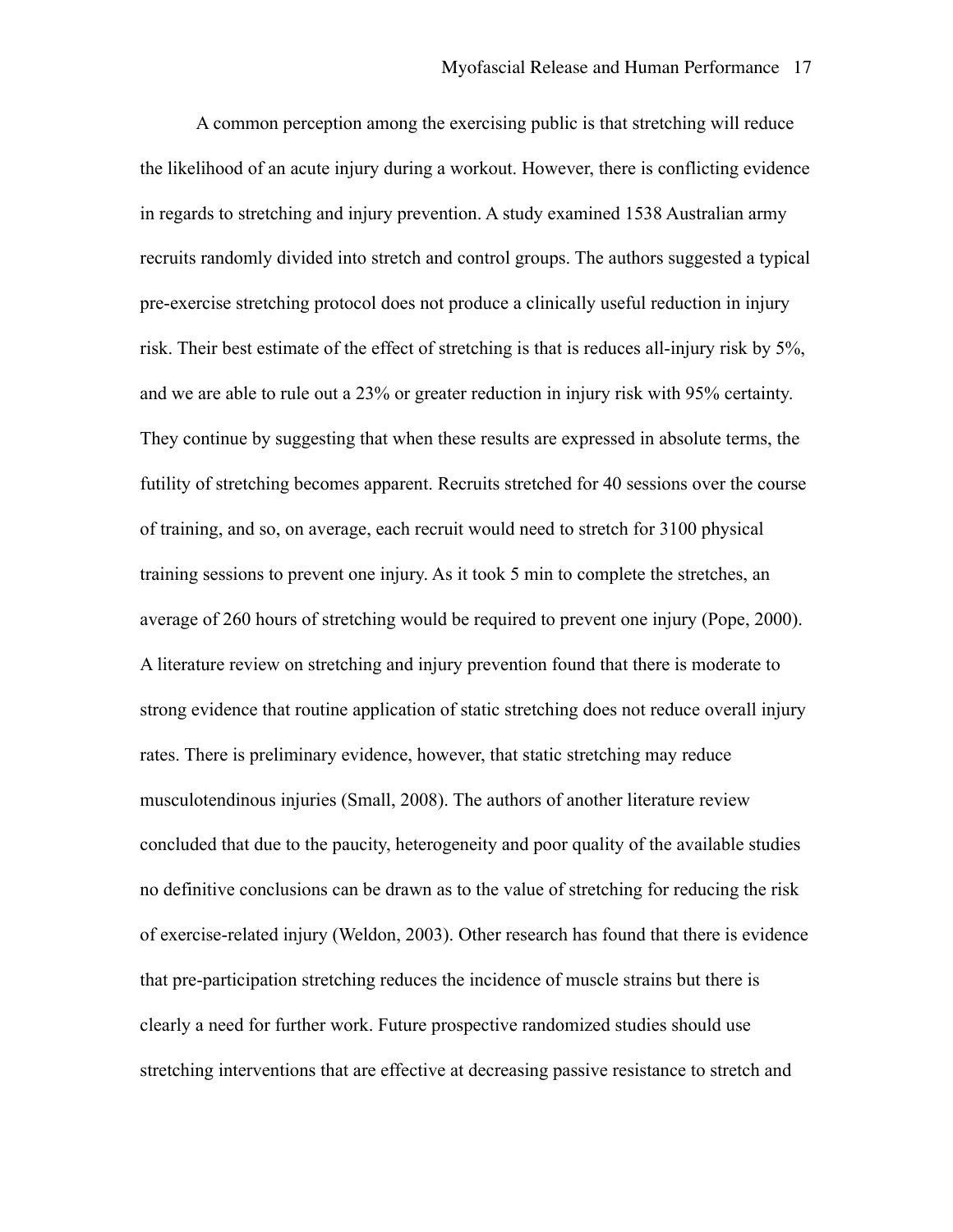A common perception among the exercising public is that stretching will reduce the likelihood of an acute injury during a workout. However, there is conflicting evidence in regards to stretching and injury prevention. A study examined 1538 Australian army recruits randomly divided into stretch and control groups. The authors suggested a typical pre-exercise stretching protocol does not produce a clinically useful reduction in injury risk. Their best estimate of the effect of stretching is that is reduces all-injury risk by 5%, and we are able to rule out a 23% or greater reduction in injury risk with 95% certainty. They continue by suggesting that when these results are expressed in absolute terms, the futility of stretching becomes apparent. Recruits stretched for 40 sessions over the course of training, and so, on average, each recruit would need to stretch for 3100 physical training sessions to prevent one injury. As it took 5 min to complete the stretches, an average of 260 hours of stretching would be required to prevent one injury (Pope, 2000). A literature review on stretching and injury prevention found that there is moderate to strong evidence that routine application of static stretching does not reduce overall injury rates. There is preliminary evidence, however, that static stretching may reduce musculotendinous injuries (Small, 2008). The authors of another literature review concluded that due to the paucity, heterogeneity and poor quality of the available studies no definitive conclusions can be drawn as to the value of stretching for reducing the risk of exercise-related injury (Weldon, 2003). Other research has found that there is evidence that pre-participation stretching reduces the incidence of muscle strains but there is clearly a need for further work. Future prospective randomized studies should use stretching interventions that are effective at decreasing passive resistance to stretch and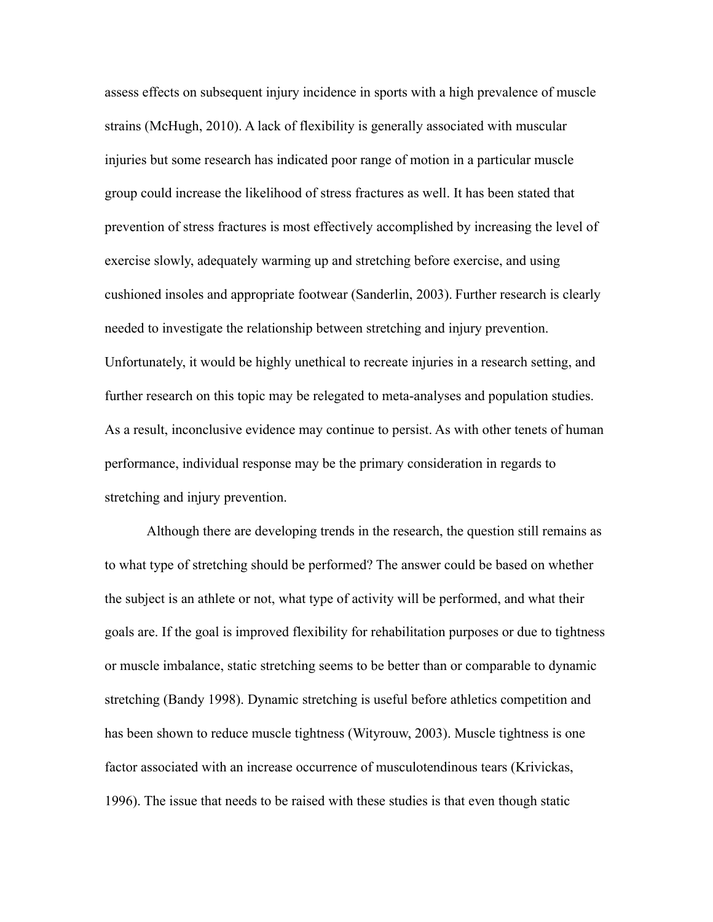assess effects on subsequent injury incidence in sports with a high prevalence of muscle strains (McHugh, 2010). A lack of flexibility is generally associated with muscular injuries but some research has indicated poor range of motion in a particular muscle group could increase the likelihood of stress fractures as well. It has been stated that prevention of stress fractures is most effectively accomplished by increasing the level of exercise slowly, adequately warming up and stretching before exercise, and using cushioned insoles and appropriate footwear (Sanderlin, 2003). Further research is clearly needed to investigate the relationship between stretching and injury prevention. Unfortunately, it would be highly unethical to recreate injuries in a research setting, and further research on this topic may be relegated to meta-analyses and population studies. As a result, inconclusive evidence may continue to persist. As with other tenets of human performance, individual response may be the primary consideration in regards to stretching and injury prevention.

Although there are developing trends in the research, the question still remains as to what type of stretching should be performed? The answer could be based on whether the subject is an athlete or not, what type of activity will be performed, and what their goals are. If the goal is improved flexibility for rehabilitation purposes or due to tightness or muscle imbalance, static stretching seems to be better than or comparable to dynamic stretching (Bandy 1998). Dynamic stretching is useful before athletics competition and has been shown to reduce muscle tightness (Wityrouw, 2003). Muscle tightness is one factor associated with an increase occurrence of musculotendinous tears (Krivickas, 1996). The issue that needs to be raised with these studies is that even though static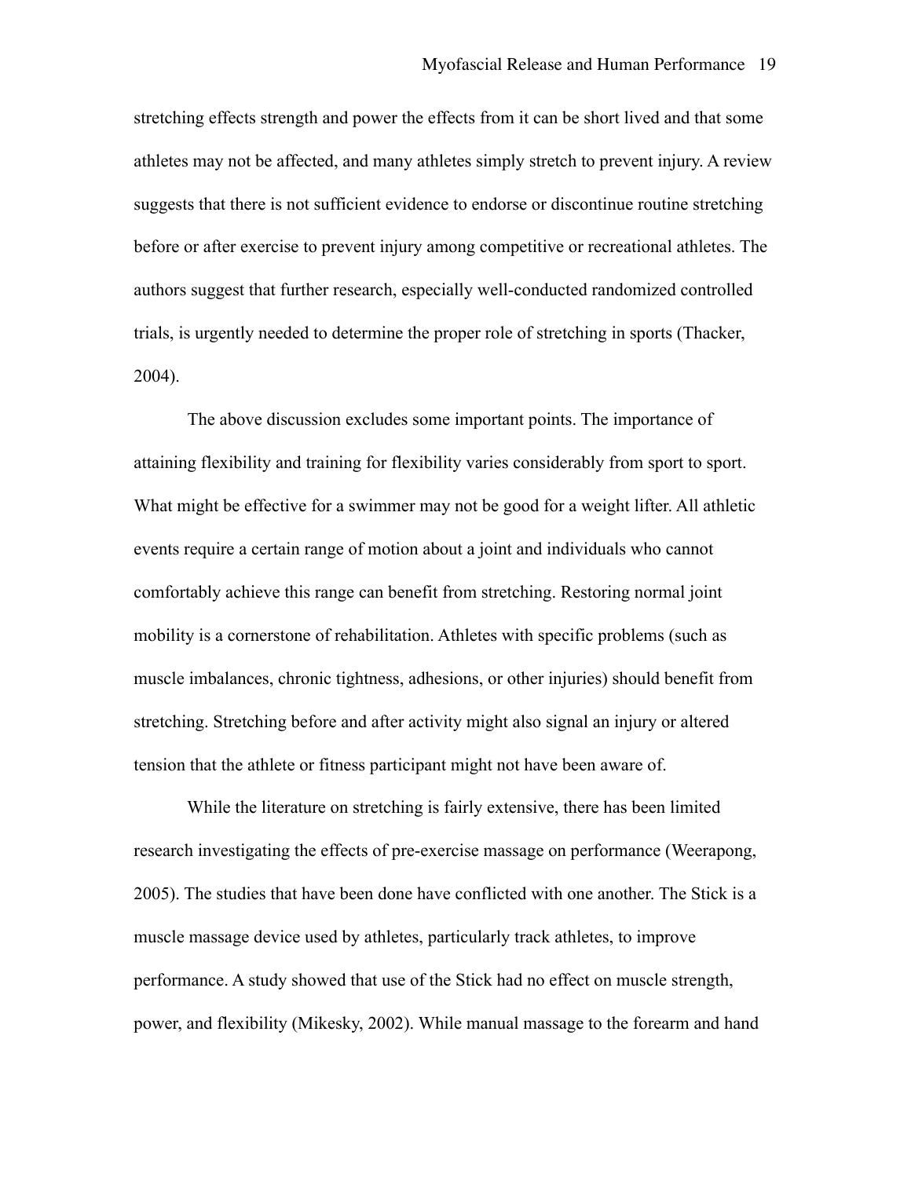stretching effects strength and power the effects from it can be short lived and that some athletes may not be affected, and many athletes simply stretch to prevent injury. A review suggests that there is not sufficient evidence to endorse or discontinue routine stretching before or after exercise to prevent injury among competitive or recreational athletes. The authors suggest that further research, especially well-conducted randomized controlled trials, is urgently needed to determine the proper role of stretching in sports (Thacker, 2004).

The above discussion excludes some important points. The importance of attaining flexibility and training for flexibility varies considerably from sport to sport. What might be effective for a swimmer may not be good for a weight lifter. All athletic events require a certain range of motion about a joint and individuals who cannot comfortably achieve this range can benefit from stretching. Restoring normal joint mobility is a cornerstone of rehabilitation. Athletes with specific problems (such as muscle imbalances, chronic tightness, adhesions, or other injuries) should benefit from stretching. Stretching before and after activity might also signal an injury or altered tension that the athlete or fitness participant might not have been aware of.

While the literature on stretching is fairly extensive, there has been limited research investigating the effects of pre-exercise massage on performance (Weerapong, 2005). The studies that have been done have conflicted with one another. The Stick is a muscle massage device used by athletes, particularly track athletes, to improve performance. A study showed that use of the Stick had no effect on muscle strength, power, and flexibility (Mikesky, 2002). While manual massage to the forearm and hand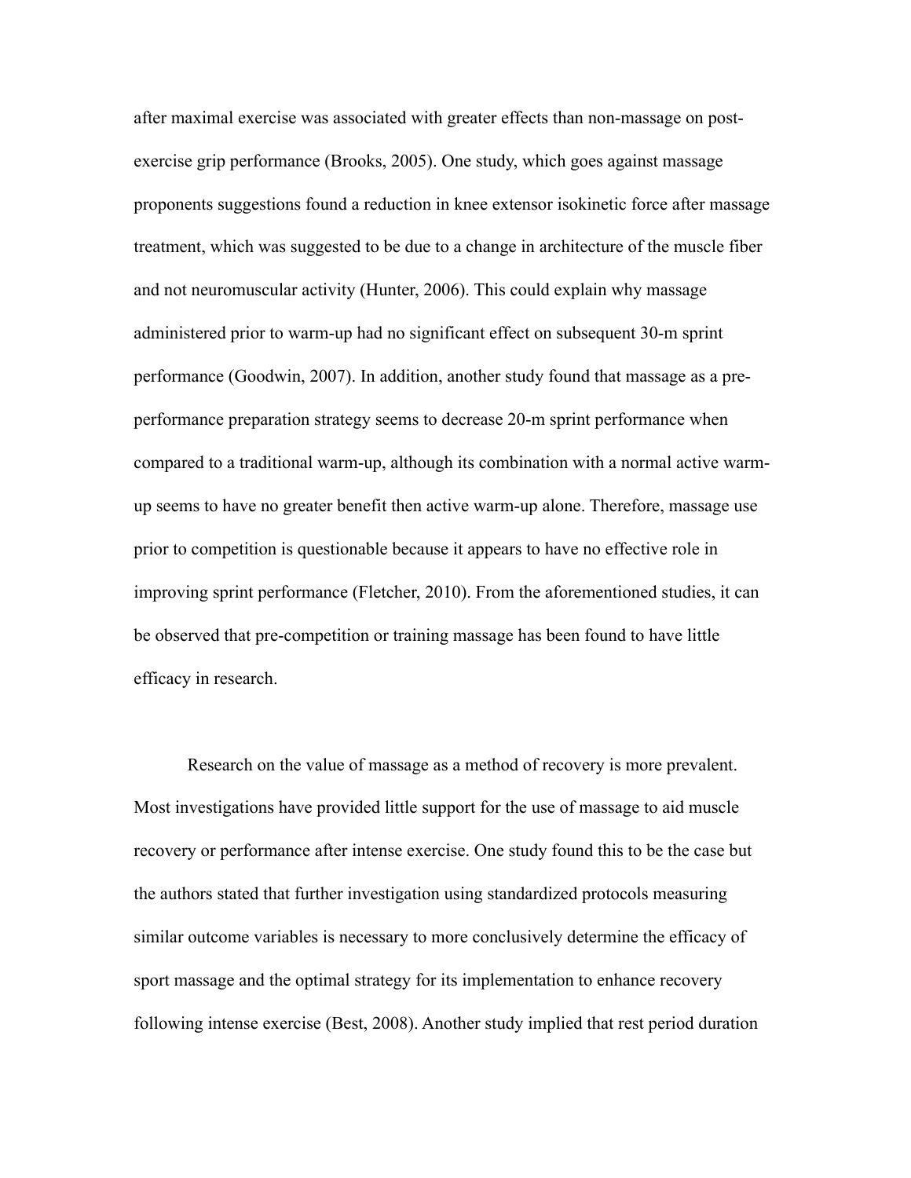after maximal exercise was associated with greater effects than non-massage on post-exercise grip performance (Brooks, 2005). One study, which goes against massage proponents suggestions found a reduction in knee extensor isokinetic force after massage treatment, which was suggested to be due to a change in architecture of the muscle fiber and not neuromuscular activity (Hunter, 2006). This could explain why massage administered prior to warm-up had no significant effect on subsequent 30-m sprint performance (Goodwin, 2007). In addition, another study found that massage as a pre-performance preparation strategy seems to decrease 20-m sprint performance when compared to a traditional warm-up, although its combination with a normal active warm-up seems to have no greater benefit then active warm-up alone. Therefore, massage use prior to competition is questionable because it appears to have no effective role in improving sprint performance (Fletcher, 2010). From the aforementioned studies, it can be observed that pre-competition or training massage has been found to have little efficacy in research.

Research on the value of massage as a method of recovery is more prevalent. Most investigations have provided little support for the use of massage to aid muscle recovery or performance after intense exercise. One study found this to be the case but the authors stated that further investigation using standardized protocols measuring similar outcome variables is necessary to more conclusively determine the efficacy of sport massage and the optimal strategy for its implementation to enhance recovery following intense exercise (Best, 2008). Another study implied that rest period duration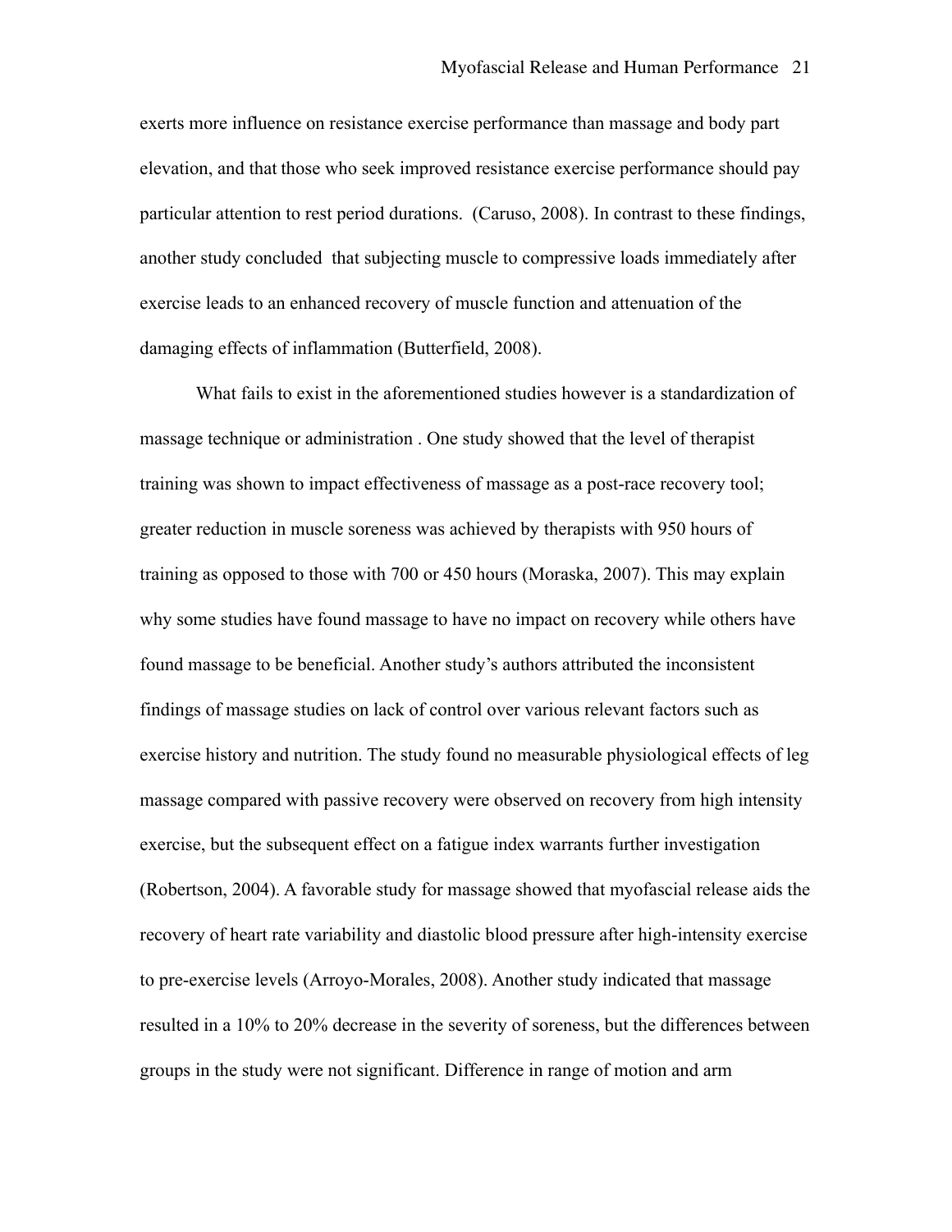exerts more influence on resistance exercise performance than massage and body part elevation, and that those who seek improved resistance exercise performance should pay particular attention to rest period durations.  (Caruso, 2008). In contrast to these findings, another study concluded  that subjecting muscle to compressive loads immediately after exercise leads to an enhanced recovery of muscle function and attenuation of the damaging effects of inflammation (Butterfield, 2008).

What fails to exist in the aforementioned studies however is a standardization of massage technique or administration . One study showed that the level of therapist training was shown to impact effectiveness of massage as a post-race recovery tool; greater reduction in muscle soreness was achieved by therapists with 950 hours of training as opposed to those with 700 or 450 hours (Moraska, 2007). This may explain why some studies have found massage to have no impact on recovery while others have found massage to be beneficial. Another study's authors attributed the inconsistent findings of massage studies on lack of control over various relevant factors such as exercise history and nutrition. The study found no measurable physiological effects of leg massage compared with passive recovery were observed on recovery from high intensity exercise, but the subsequent effect on a fatigue index warrants further investigation (Robertson, 2004). A favorable study for massage showed that myofascial release aids the recovery of heart rate variability and diastolic blood pressure after high-intensity exercise to pre-exercise levels (Arroyo-Morales, 2008). Another study indicated that massage resulted in a 10% to 20% decrease in the severity of soreness, but the differences between groups in the study were not significant. Difference in range of motion and arm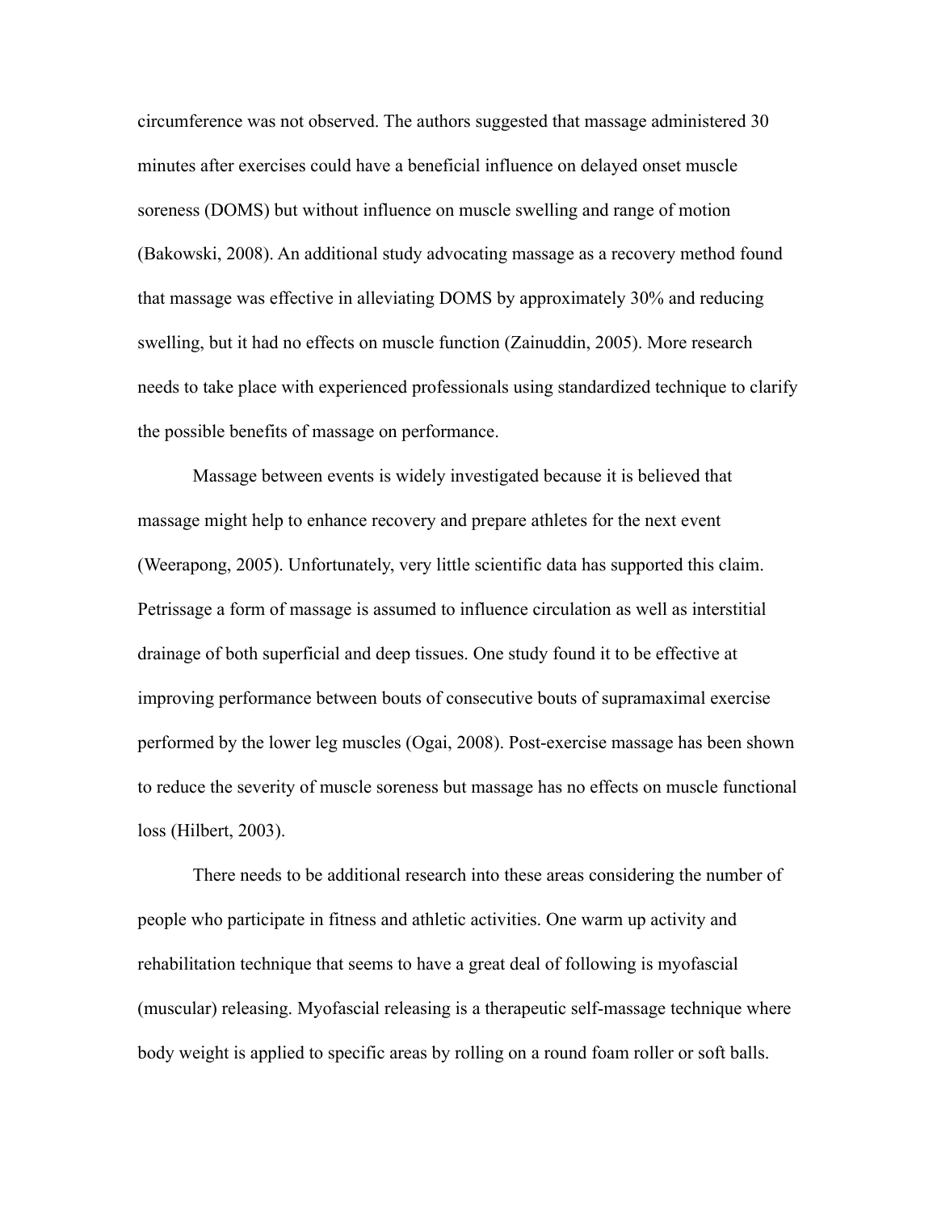circumference was not observed. The authors suggested that massage administered 30 minutes after exercises could have a beneficial influence on delayed onset muscle soreness (DOMS) but without influence on muscle swelling and range of motion (Bakowski, 2008). An additional study advocating massage as a recovery method found that massage was effective in alleviating DOMS by approximately 30% and reducing swelling, but it had no effects on muscle function (Zainuddin, 2005). More research needs to take place with experienced professionals using standardized technique to clarify the possible benefits of massage on performance.

Massage between events is widely investigated because it is believed that massage might help to enhance recovery and prepare athletes for the next event (Weerapong, 2005). Unfortunately, very little scientific data has supported this claim. Petrissage a form of massage is assumed to influence circulation as well as interstitial drainage of both superficial and deep tissues. One study found it to be effective at improving performance between bouts of consecutive bouts of supramaximal exercise performed by the lower leg muscles (Ogai, 2008). Post-exercise massage has been shown to reduce the severity of muscle soreness but massage has no effects on muscle functional loss (Hilbert, 2003).

There needs to be additional research into these areas considering the number of people who participate in fitness and athletic activities. One warm up activity and rehabilitation technique that seems to have a great deal of following is myofascial (muscular) releasing. Myofascial releasing is a therapeutic self-massage technique where body weight is applied to specific areas by rolling on a round foam roller or soft balls.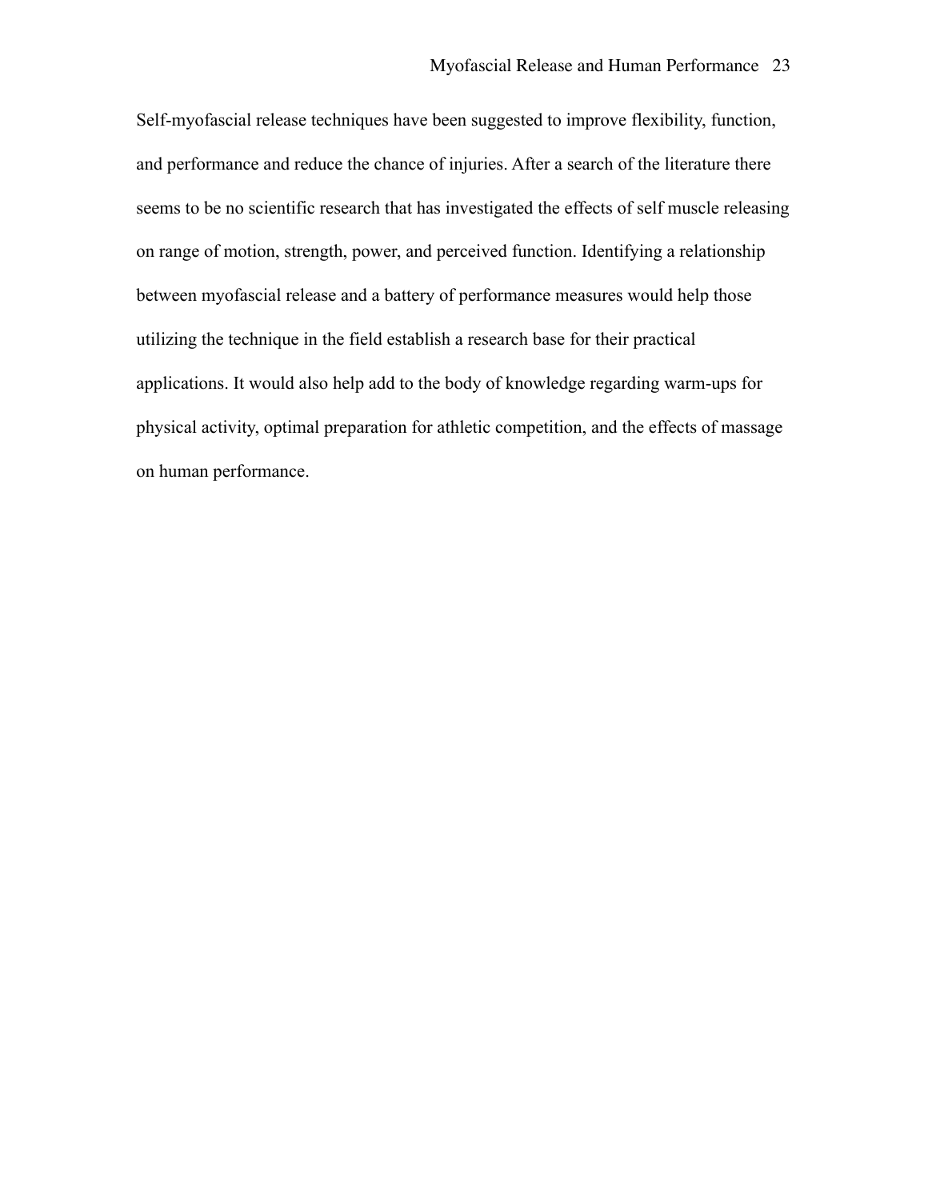Self-myofascial release techniques have been suggested to improve flexibility, function, and performance and reduce the chance of injuries. After a search of the literature there seems to be no scientific research that has investigated the effects of self muscle releasing on range of motion, strength, power, and perceived function. Identifying a relationship between myofascial release and a battery of performance measures would help those utilizing the technique in the field establish a research base for their practical applications. It would also help add to the body of knowledge regarding warm-ups for physical activity, optimal preparation for athletic competition, and the effects of massage on human performance.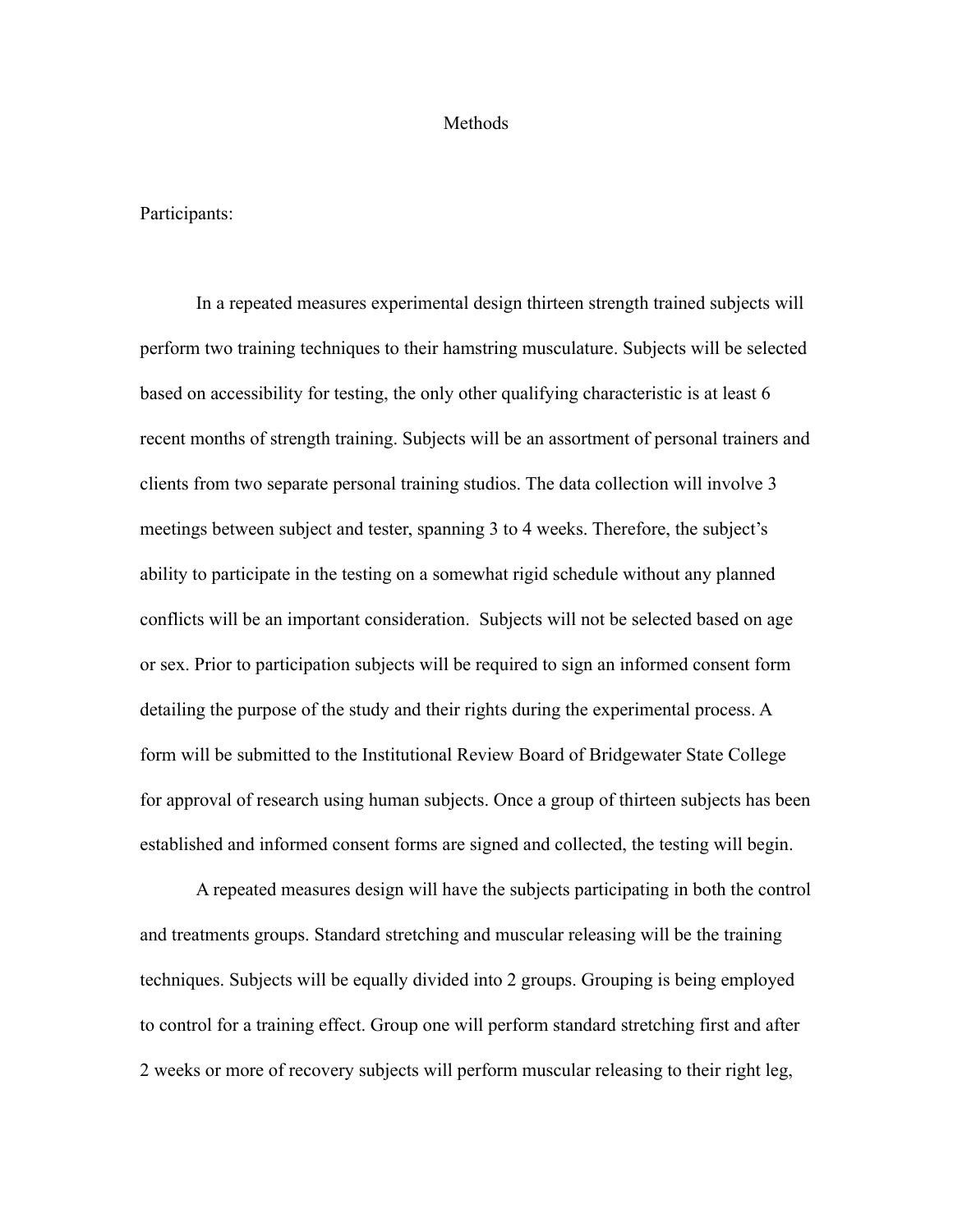# Methods

## Participants:

In a repeated measures experimental design thirteen strength trained subjects will perform two training techniques to their hamstring musculature. Subjects will be selected based on accessibility for testing, the only other qualifying characteristic is at least 6 recent months of strength training. Subjects will be an assortment of personal trainers and clients from two separate personal training studios. The data collection will involve 3 meetings between subject and tester, spanning 3 to 4 weeks. Therefore, the subject's ability to participate in the testing on a somewhat rigid schedule without any planned conflicts will be an important consideration. Subjects will not be selected based on age or sex. Prior to participation subjects will be required to sign an informed consent form detailing the purpose of the study and their rights during the experimental process. A form will be submitted to the Institutional Review Board of Bridgewater State College for approval of research using human subjects. Once a group of thirteen subjects has been established and informed consent forms are signed and collected, the testing will begin.

A repeated measures design will have the subjects participating in both the control and treatments groups. Standard stretching and muscular releasing will be the training techniques. Subjects will be equally divided into 2 groups. Grouping is being employed to control for a training effect. Group one will perform standard stretching first and after 2 weeks or more of recovery subjects will perform muscular releasing to their right leg,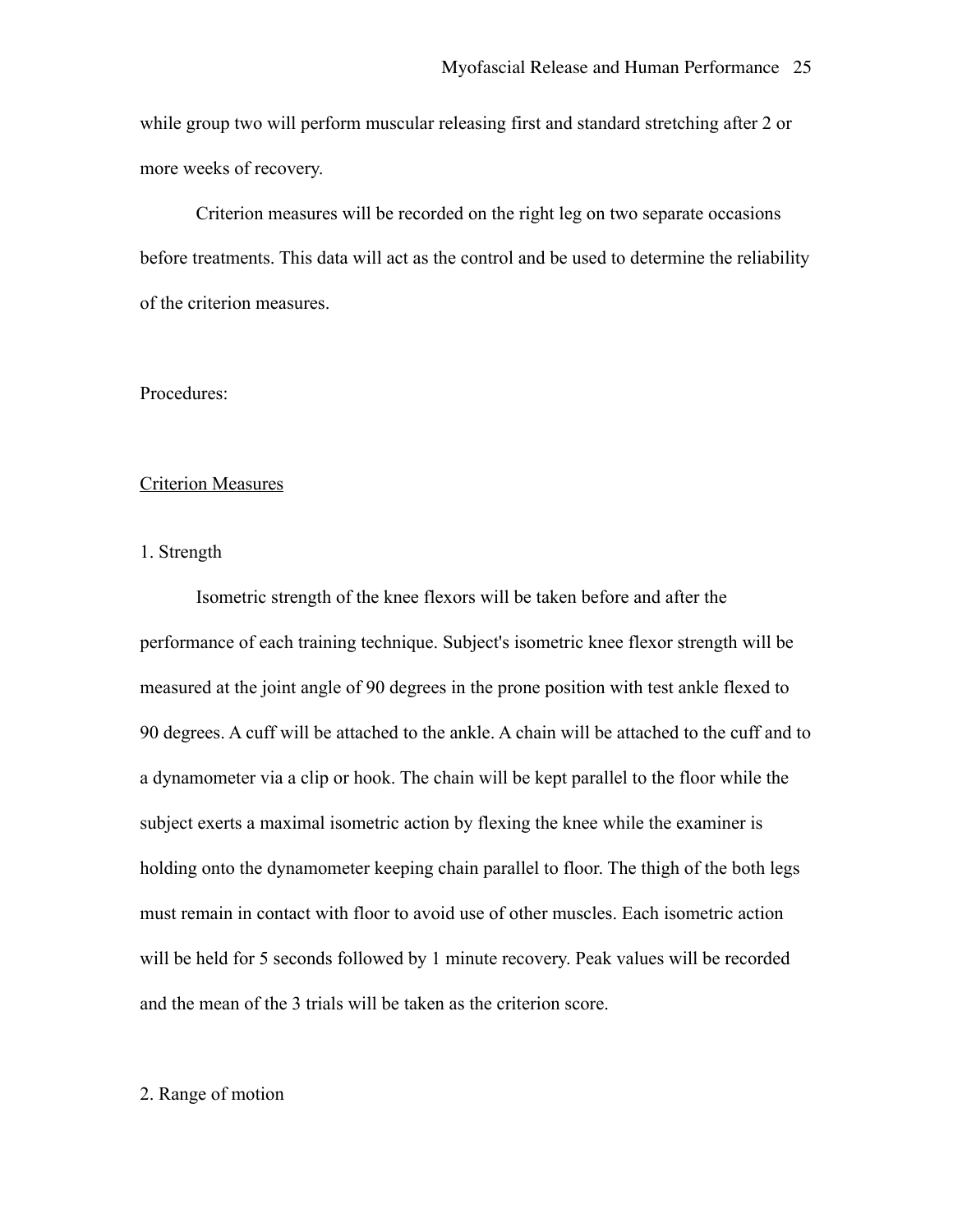while group two will perform muscular releasing first and standard stretching after 2 or more weeks of recovery.

Criterion measures will be recorded on the right leg on two separate occasions before treatments. This data will act as the control and be used to determine the reliability of the criterion measures.

Procedures:

Criterion Measures

1. Strength

Isometric strength of the knee flexors will be taken before and after the performance of each training technique. Subject's isometric knee flexor strength will be measured at the joint angle of 90 degrees in the prone position with test ankle flexed to 90 degrees. A cuff will be attached to the ankle. A chain will be attached to the cuff and to a dynamometer via a clip or hook. The chain will be kept parallel to the floor while the subject exerts a maximal isometric action by flexing the knee while the examiner is holding onto the dynamometer keeping chain parallel to floor. The thigh of the both legs must remain in contact with floor to avoid use of other muscles. Each isometric action will be held for 5 seconds followed by 1 minute recovery. Peak values will be recorded and the mean of the 3 trials will be taken as the criterion score.

2. Range of motion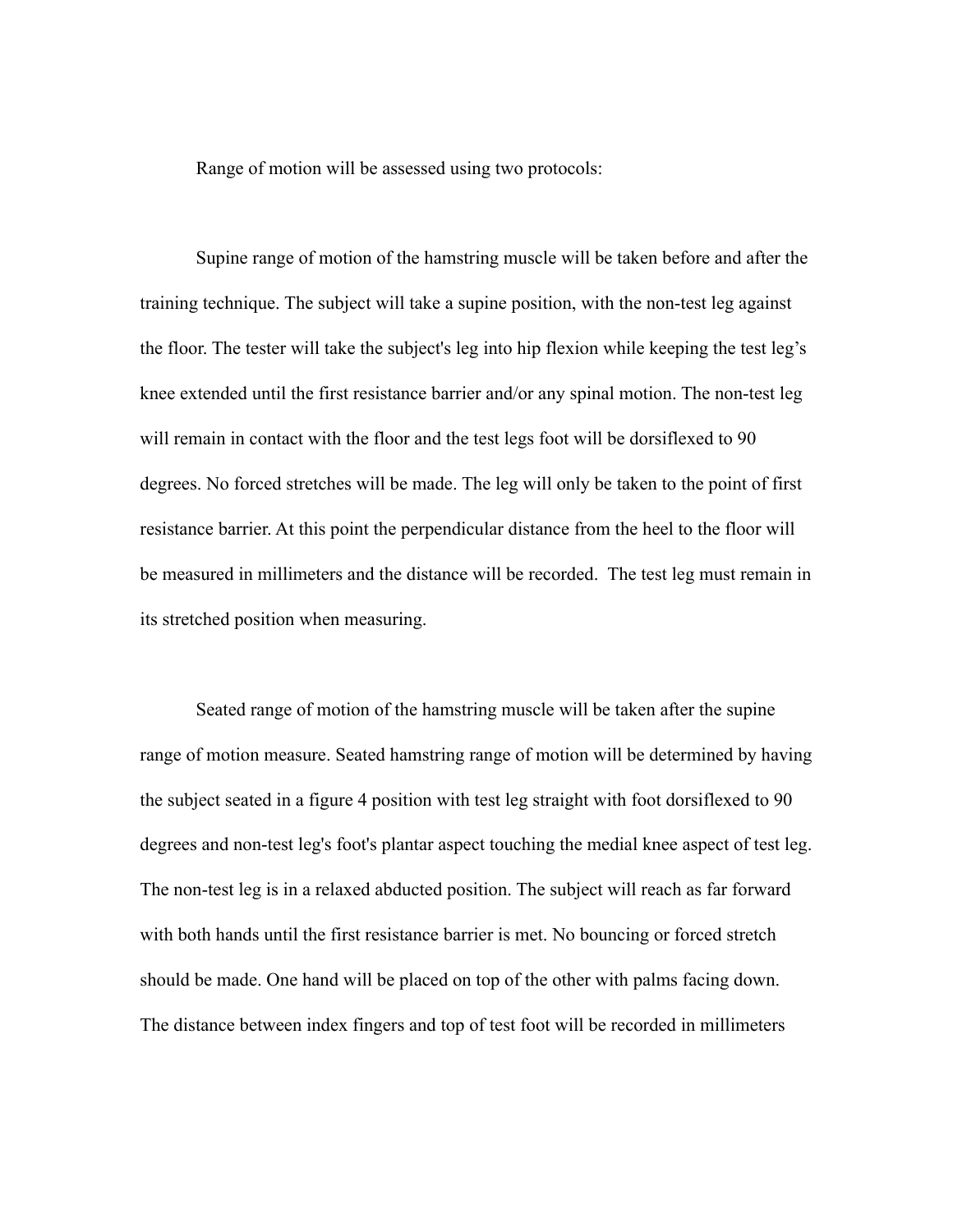Range of motion will be assessed using two protocols:

Supine range of motion of the hamstring muscle will be taken before and after the training technique. The subject will take a supine position, with the non-test leg against the floor. The tester will take the subject's leg into hip flexion while keeping the test leg's knee extended until the first resistance barrier and/or any spinal motion. The non-test leg will remain in contact with the floor and the test legs foot will be dorsiflexed to 90 degrees. No forced stretches will be made. The leg will only be taken to the point of first resistance barrier. At this point the perpendicular distance from the heel to the floor will be measured in millimeters and the distance will be recorded.  The test leg must remain in its stretched position when measuring.

Seated range of motion of the hamstring muscle will be taken after the supine range of motion measure. Seated hamstring range of motion will be determined by having the subject seated in a figure 4 position with test leg straight with foot dorsiflexed to 90 degrees and non-test leg's foot's plantar aspect touching the medial knee aspect of test leg. The non-test leg is in a relaxed abducted position. The subject will reach as far forward with both hands until the first resistance barrier is met. No bouncing or forced stretch should be made. One hand will be placed on top of the other with palms facing down. The distance between index fingers and top of test foot will be recorded in millimeters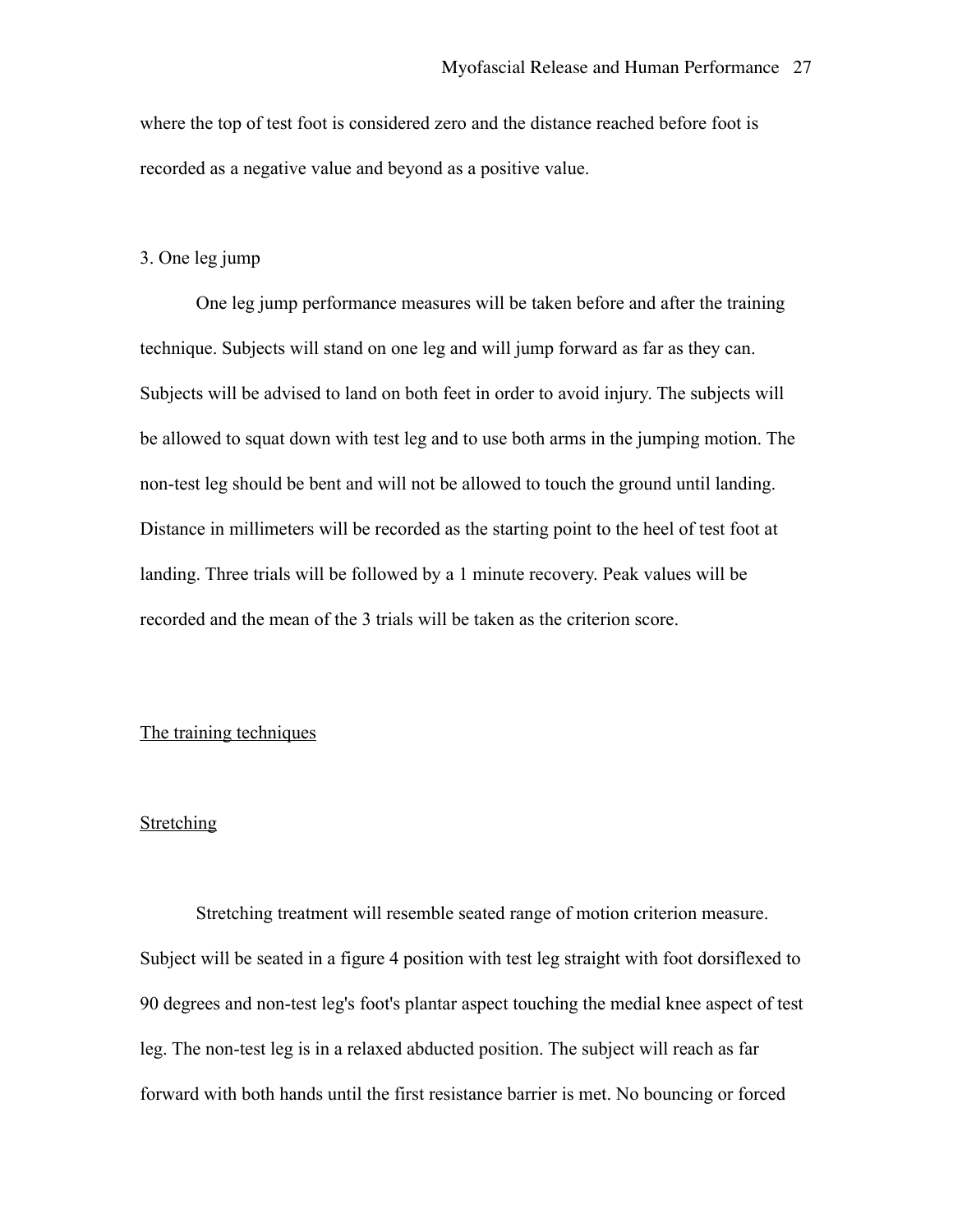where the top of test foot is considered zero and the distance reached before foot is recorded as a negative value and beyond as a positive value.

3. One leg jump

One leg jump performance measures will be taken before and after the training technique. Subjects will stand on one leg and will jump forward as far as they can. Subjects will be advised to land on both feet in order to avoid injury. The subjects will be allowed to squat down with test leg and to use both arms in the jumping motion. The non-test leg should be bent and will not be allowed to touch the ground until landing. Distance in millimeters will be recorded as the starting point to the heel of test foot at landing. Three trials will be followed by a 1 minute recovery. Peak values will be recorded and the mean of the 3 trials will be taken as the criterion score.

<u>The training techniques</u>

<u>Stretching</u>

Stretching treatment will resemble seated range of motion criterion measure. Subject will be seated in a figure 4 position with test leg straight with foot dorsiflexed to 90 degrees and non-test leg's foot's plantar aspect touching the medial knee aspect of test leg. The non-test leg is in a relaxed abducted position. The subject will reach as far forward with both hands until the first resistance barrier is met. No bouncing or forced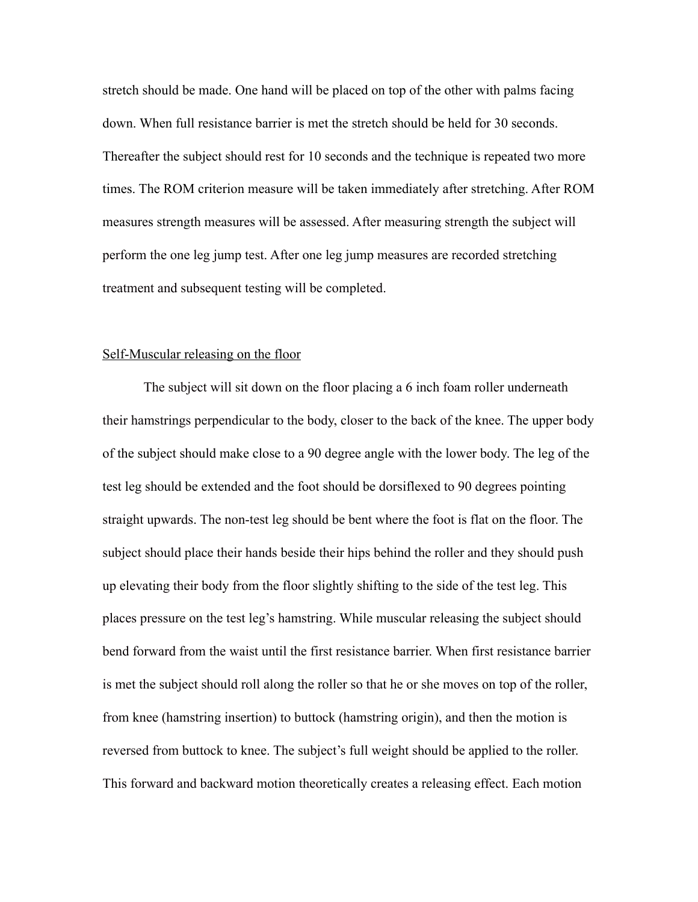stretch should be made. One hand will be placed on top of the other with palms facing down. When full resistance barrier is met the stretch should be held for 30 seconds. Thereafter the subject should rest for 10 seconds and the technique is repeated two more times. The ROM criterion measure will be taken immediately after stretching. After ROM measures strength measures will be assessed. After measuring strength the subject will perform the one leg jump test. After one leg jump measures are recorded stretching treatment and subsequent testing will be completed.

<u>Self-Muscular releasing on the floor</u>

The subject will sit down on the floor placing a 6 inch foam roller underneath their hamstrings perpendicular to the body, closer to the back of the knee. The upper body of the subject should make close to a 90 degree angle with the lower body. The leg of the test leg should be extended and the foot should be dorsiflexed to 90 degrees pointing straight upwards. The non-test leg should be bent where the foot is flat on the floor. The subject should place their hands beside their hips behind the roller and they should push up elevating their body from the floor slightly shifting to the side of the test leg. This places pressure on the test leg's hamstring. While muscular releasing the subject should bend forward from the waist until the first resistance barrier. When first resistance barrier is met the subject should roll along the roller so that he or she moves on top of the roller, from knee (hamstring insertion) to buttock (hamstring origin), and then the motion is reversed from buttock to knee. The subject's full weight should be applied to the roller. This forward and backward motion theoretically creates a releasing effect. Each motion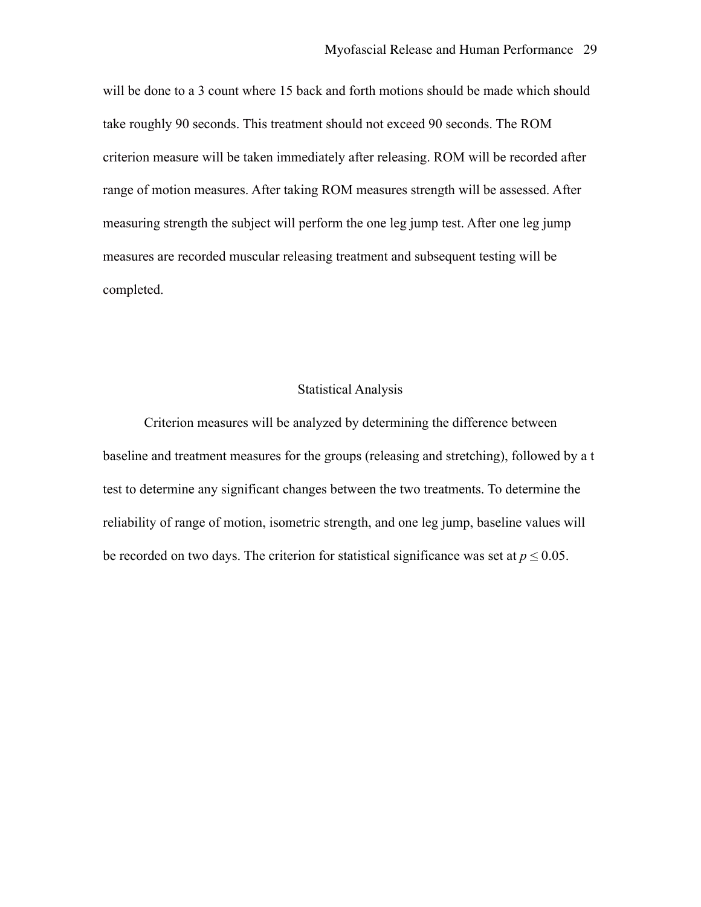will be done to a 3 count where 15 back and forth motions should be made which should take roughly 90 seconds. This treatment should not exceed 90 seconds. The ROM criterion measure will be taken immediately after releasing. ROM will be recorded after range of motion measures. After taking ROM measures strength will be assessed. After measuring strength the subject will perform the one leg jump test. After one leg jump measures are recorded muscular releasing treatment and subsequent testing will be completed.

## Statistical Analysis

Criterion measures will be analyzed by determining the difference between baseline and treatment measures for the groups (releasing and stretching), followed by a t test to determine any significant changes between the two treatments. To determine the reliability of range of motion, isometric strength, and one leg jump, baseline values will be recorded on two days. The criterion for statistical significance was set at $p \leq 0.05$.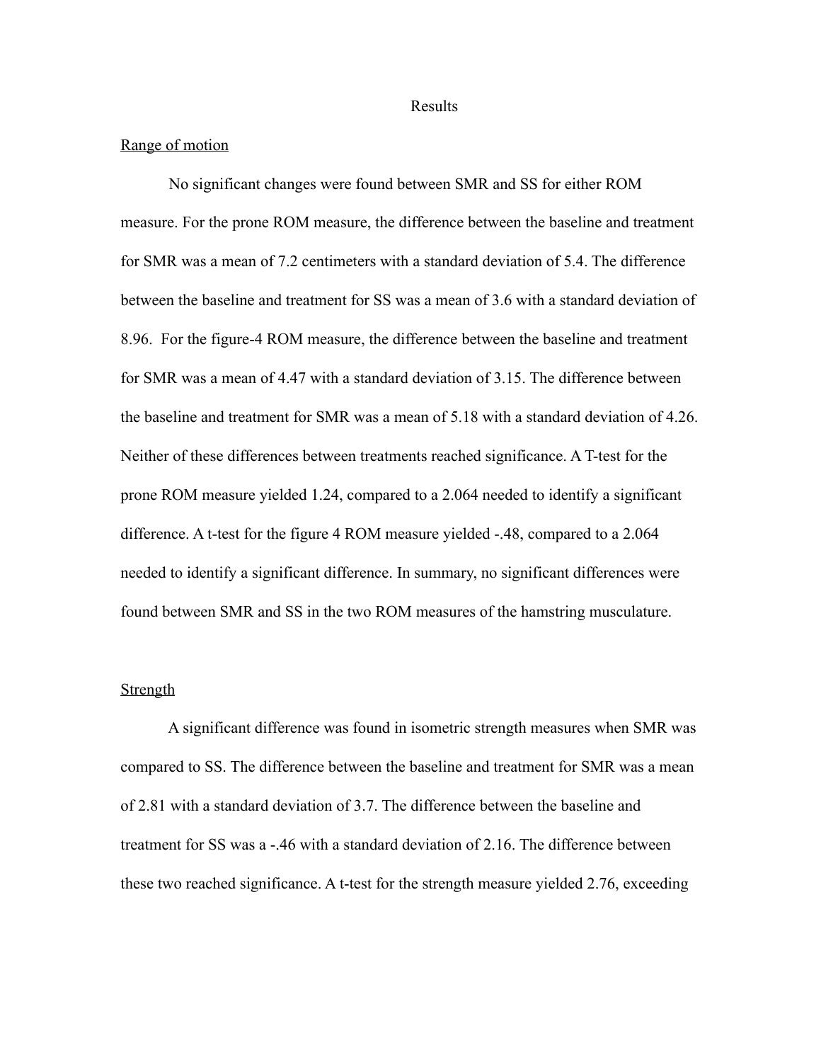# Results

## Range of motion

No significant changes were found between SMR and SS for either ROM measure. For the prone ROM measure, the difference between the baseline and treatment for SMR was a mean of 7.2 centimeters with a standard deviation of 5.4. The difference between the baseline and treatment for SS was a mean of 3.6 with a standard deviation of 8.96. For the figure-4 ROM measure, the difference between the baseline and treatment for SMR was a mean of 4.47 with a standard deviation of 3.15. The difference between the baseline and treatment for SMR was a mean of 5.18 with a standard deviation of 4.26. Neither of these differences between treatments reached significance. A T-test for the prone ROM measure yielded 1.24, compared to a 2.064 needed to identify a significant difference. A t-test for the figure 4 ROM measure yielded -.48, compared to a 2.064 needed to identify a significant difference. In summary, no significant differences were found between SMR and SS in the two ROM measures of the hamstring musculature.

## Strength

A significant difference was found in isometric strength measures when SMR was compared to SS. The difference between the baseline and treatment for SMR was a mean of 2.81 with a standard deviation of 3.7. The difference between the baseline and treatment for SS was a -.46 with a standard deviation of 2.16. The difference between these two reached significance. A t-test for the strength measure yielded 2.76, exceeding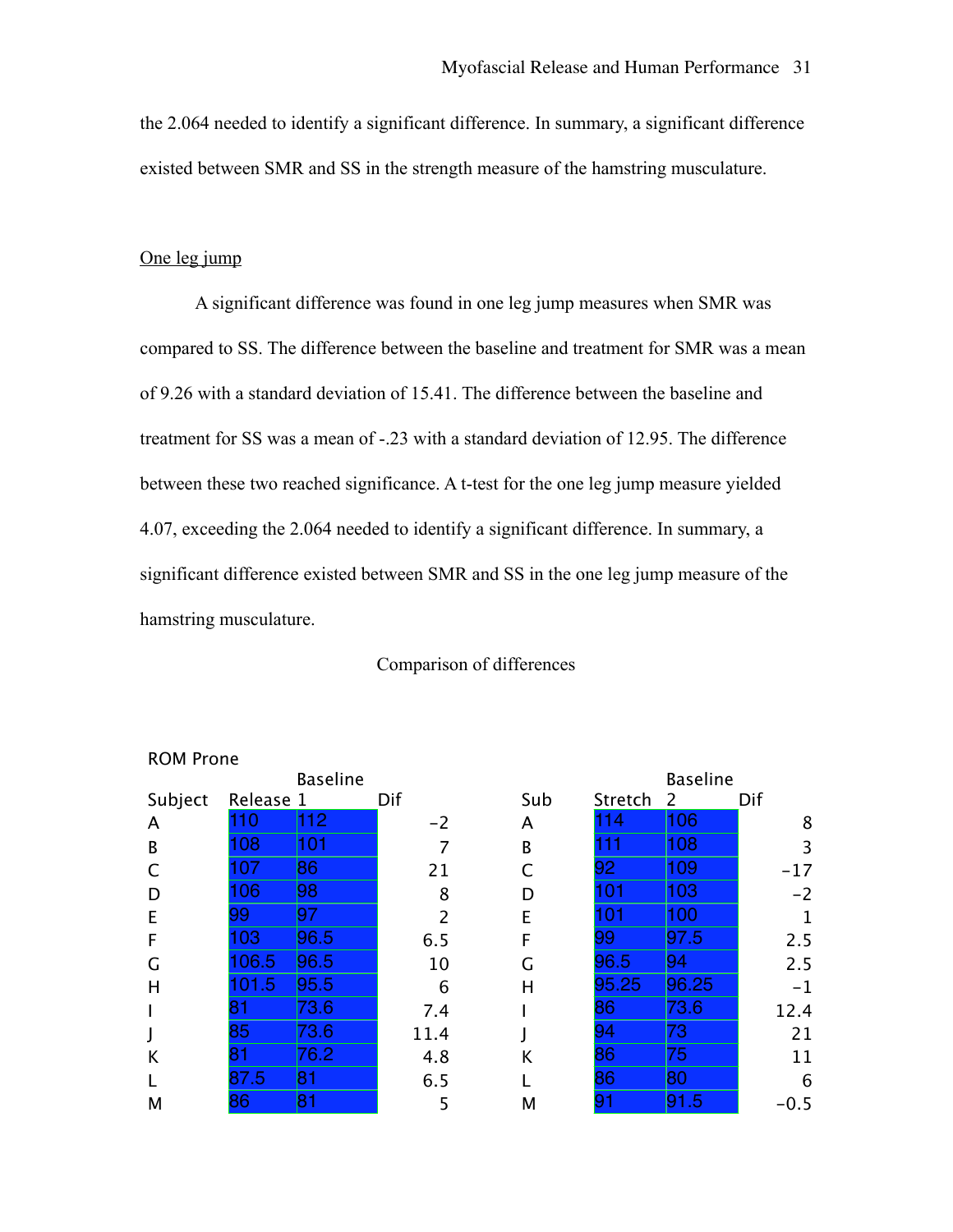the 2.064 needed to identify a significant difference. In summary, a significant difference existed between SMR and SS in the strength measure of the hamstring musculature.

One leg jump

A significant difference was found in one leg jump measures when SMR was compared to SS. The difference between the baseline and treatment for SMR was a mean of 9.26 with a standard deviation of 15.41. The difference between the baseline and treatment for SS was a mean of -.23 with a standard deviation of 12.95. The difference between these two reached significance. A t-test for the one leg jump measure yielded 4.07, exceeding the 2.064 needed to identify a significant difference. In summary, a significant difference existed between SMR and SS in the one leg jump measure of the hamstring musculature.

Comparison of differences

ROM Prone

| Subject | Release | Baseline 1 | Dif | Sub | Stretch | Baseline 2 | Dif |
|---|---|---|---|---|---|---|---|
| A | 110 | 112 | -2 | A | 114 | 106 | 8 |
| B | 108 | 101 | 7 | B | 111 | 108 | 3 |
| C | 107 | 86 | 21 | C | 92 | 109 | -17 |
| D | 106 | 98 | 8 | D | 101 | 103 | -2 |
| E | 99 | 97 | 2 | E | 101 | 100 | 1 |
| F | 103 | 96.5 | 6.5 | F | 99 | 97.5 | 2.5 |
| G | 106.5 | 96.5 | 10 | G | 96.5 | 94 | 2.5 |
| H | 101.5 | 95.5 | 6 | H | 95.25 | 96.25 | -1 |
| I | 81 | 73.6 | 7.4 | I | 86 | 73.6 | 12.4 |
| J | 85 | 73.6 | 11.4 | J | 94 | 73 | 21 |
| K | 81 | 76.2 | 4.8 | K | 86 | 75 | 11 |
| L | 87.5 | 81 | 6.5 | L | 86 | 80 | 6 |
| M | 86 | 81 | 5 | M | 91 | 91.5 | -0.5 |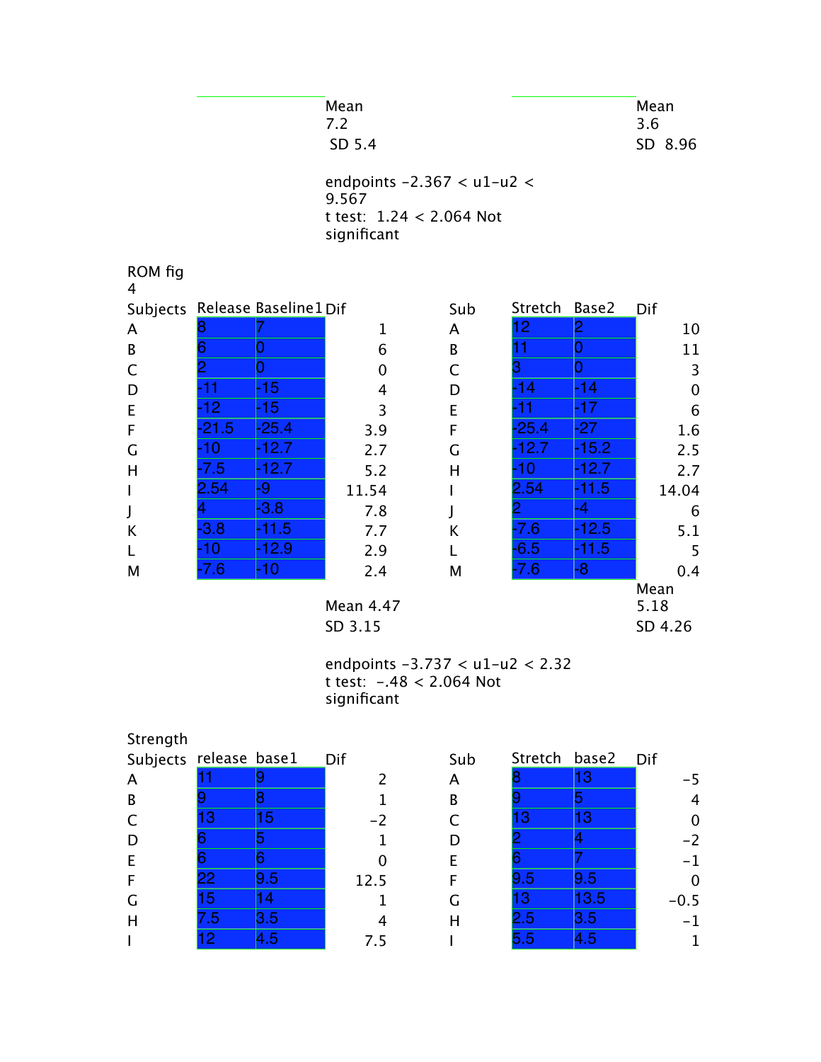| | | Mean |
|---|---|---|
| | | 7.2 |
| | | SD 5.4 |

| | | Mean |
|---|---|---|
| | | 3.6 |
| | | SD 8.96 |

endpoints $-2.367 < u1-u2 < 9.567$
t test: 1.24 < 2.064 Not significant

ROM fig 4

| Subjects | Release | Baseline1 | Dif |
|---|---|---|---|
| A | 8 | 7 | 1 |
| B | 6 | 0 | 6 |
| C | 2 | 0 | 0 |
| D | -11 | -15 | 4 |
| E | -12 | -15 | 3 |
| F | -21.5 | -25.4 | 3.9 |
| G | -10 | -12.7 | 2.7 |
| H | -7.5 | -12.7 | 5.2 |
| I | 2.54 | -9 | 11.54 |
| J | 4 | -3.8 | 7.8 |
| K | -3.8 | -11.5 | 7.7 |
| L | -10 | -12.9 | 2.9 |
| M | -7.6 | -10 | 2.4 |
| | | | Mean 4.47 |
| | | | SD 3.15 |

| Sub | Stretch | Base2 | Dif |
|---|---|---|---|
| A | 12 | 2 | 10 |
| B | 11 | 0 | 11 |
| C | 3 | 0 | 3 |
| D | -14 | -14 | 0 |
| E | -11 | -17 | 6 |
| F | -25.4 | -27 | 1.6 |
| G | -12.7 | -15.2 | 2.5 |
| H | -10 | -12.7 | 2.7 |
| I | 2.54 | -11.5 | 14.04 |
| J | 2 | -4 | 6 |
| K | -7.6 | -12.5 | 5.1 |
| L | -6.5 | -11.5 | 5 |
| M | -7.6 | -8 | 0.4 |
| | | | Mean 5.18 |
| | | | SD 4.26 |

endpoints $-3.737 < u1-u2 < 2.32$
t test: -.48 < 2.064 Not significant

Strength

| Subjects | release | base1 | Dif |
|---|---|---|---|
| A | 11 | 9 | 2 |
| B | 9 | 8 | 1 |
| C | 13 | 15 | -2 |
| D | 6 | 5 | 1 |
| E | 6 | 6 | 0 |
| F | 22 | 9.5 | 12.5 |
| G | 15 | 14 | 1 |
| H | 7.5 | 3.5 | 4 |
| I | 12 | 4.5 | 7.5 |

| Sub | Stretch | base2 | Dif |
|---|---|---|---|
| A | 8 | 13 | -5 |
| B | 9 | 5 | 4 |
| C | 13 | 13 | 0 |
| D | 2 | 4 | -2 |
| E | 6 | 7 | -1 |
| F | 9.5 | 9.5 | 0 |
| G | 13 | 13.5 | -0.5 |
| H | 2.5 | 3.5 | -1 |
| I | 5.5 | 4.5 | 1 |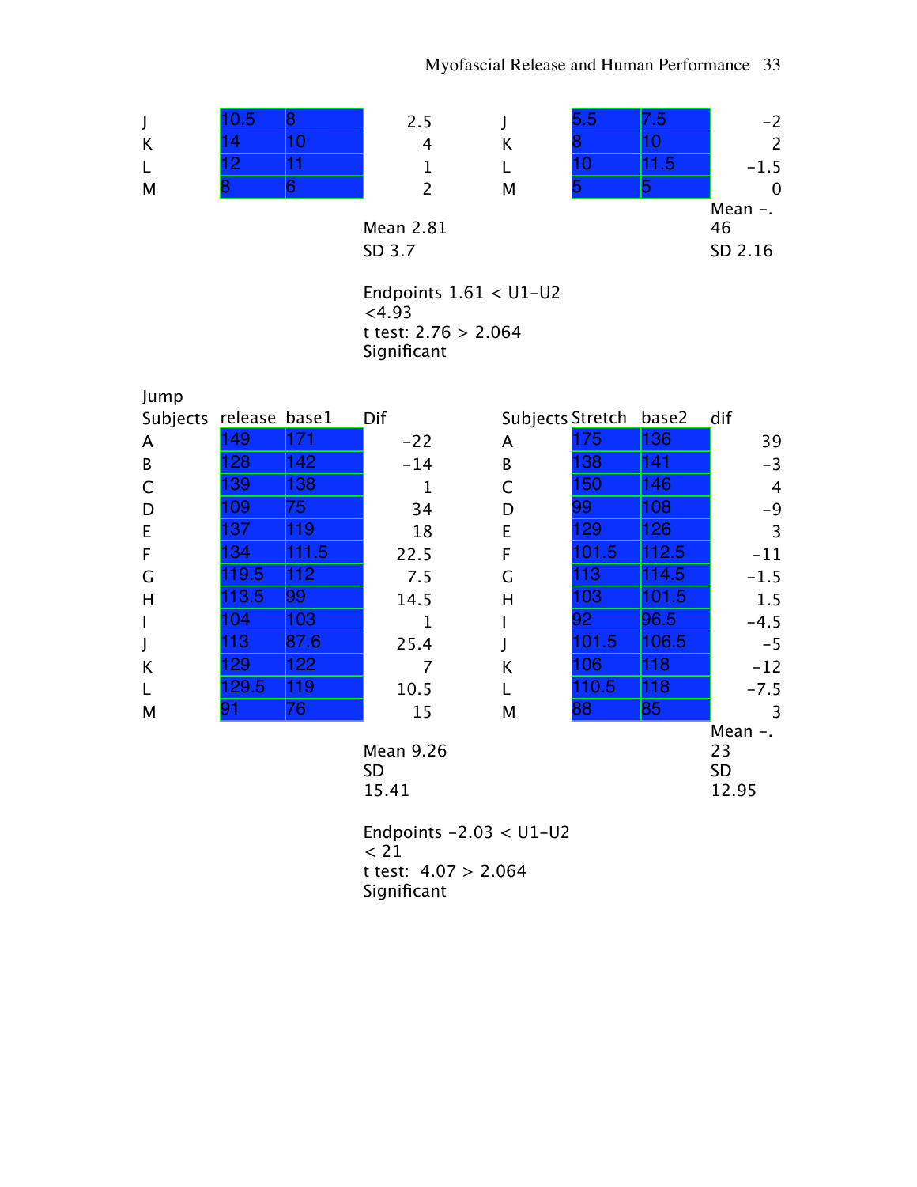| | | | | | | | |
|---|---|---|---|---|---|---|---|
| J | 10.5 | 8 | 2.5 | J | 5.5 | 7.5 | -2 |
| K | 14 | 10 | 4 | K | 8 | 10 | 2 |
| L | 12 | 11 | 1 | L | 10 | 11.5 | -1.5 |
| M | 8 | 6 | 2 | M | 5 | 5 | 0 |
| | | | Mean 2.81 | | | | Mean -.46 |
| | | | SD 3.7 | | | | SD 2.16 |

Endpoints 1.61 < U1-U2 <4.93
t test: 2.76 > 2.064
Significant

Jump

| Subjects | release | base1 | Dif | Subjects | Stretch | base2 | dif |
|---|---|---|---|---|---|---|---|
| A | 149 | 171 | -22 | A | 175 | 136 | 39 |
| B | 128 | 142 | -14 | B | 138 | 141 | -3 |
| C | 139 | 138 | 1 | C | 150 | 146 | 4 |
| D | 109 | 75 | 34 | D | 99 | 108 | -9 |
| E | 137 | 119 | 18 | E | 129 | 126 | 3 |
| F | 134 | 111.5 | 22.5 | F | 101.5 | 112.5 | -11 |
| G | 119.5 | 112 | 7.5 | G | 113 | 114.5 | -1.5 |
| H | 113.5 | 99 | 14.5 | H | 103 | 101.5 | 1.5 |
| I | 104 | 103 | 1 | I | 92 | 96.5 | -4.5 |
| J | 113 | 87.6 | 25.4 | J | 101.5 | 106.5 | -5 |
| K | 129 | 122 | 7 | K | 106 | 118 | -12 |
| L | 129.5 | 119 | 10.5 | L | 110.5 | 118 | -7.5 |
| M | 91 | 76 | 15 | M | 88 | 85 | 3 |
| | | | Mean 9.26 | | | | Mean -.23 |
| | | | SD 15.41 | | | | SD 12.95 |

Endpoints -2.03 < U1-U2 < 21
t test: 4.07 > 2.064
Significant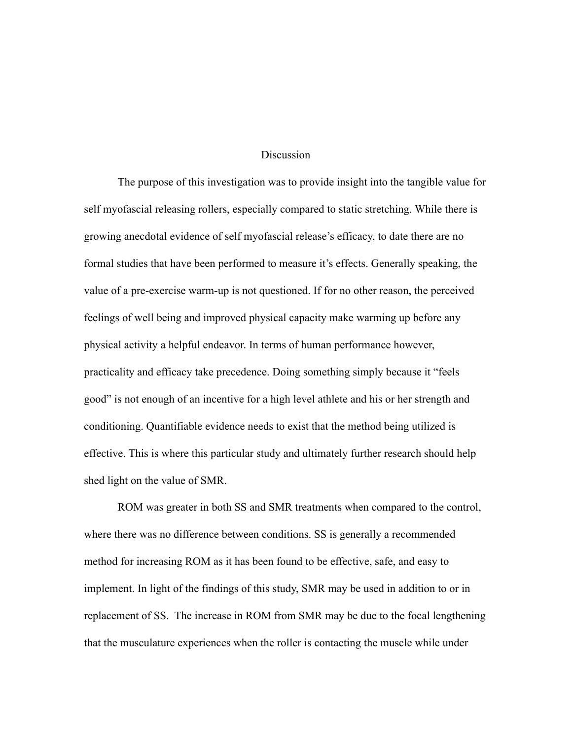# Discussion

The purpose of this investigation was to provide insight into the tangible value for self myofascial releasing rollers, especially compared to static stretching. While there is growing anecdotal evidence of self myofascial release's efficacy, to date there are no formal studies that have been performed to measure it's effects. Generally speaking, the value of a pre-exercise warm-up is not questioned. If for no other reason, the perceived feelings of well being and improved physical capacity make warming up before any physical activity a helpful endeavor. In terms of human performance however, practicality and efficacy take precedence. Doing something simply because it "feels good" is not enough of an incentive for a high level athlete and his or her strength and conditioning. Quantifiable evidence needs to exist that the method being utilized is effective. This is where this particular study and ultimately further research should help shed light on the value of SMR.

ROM was greater in both SS and SMR treatments when compared to the control, where there was no difference between conditions. SS is generally a recommended method for increasing ROM as it has been found to be effective, safe, and easy to implement. In light of the findings of this study, SMR may be used in addition to or in replacement of SS. The increase in ROM from SMR may be due to the focal lengthening that the musculature experiences when the roller is contacting the muscle while under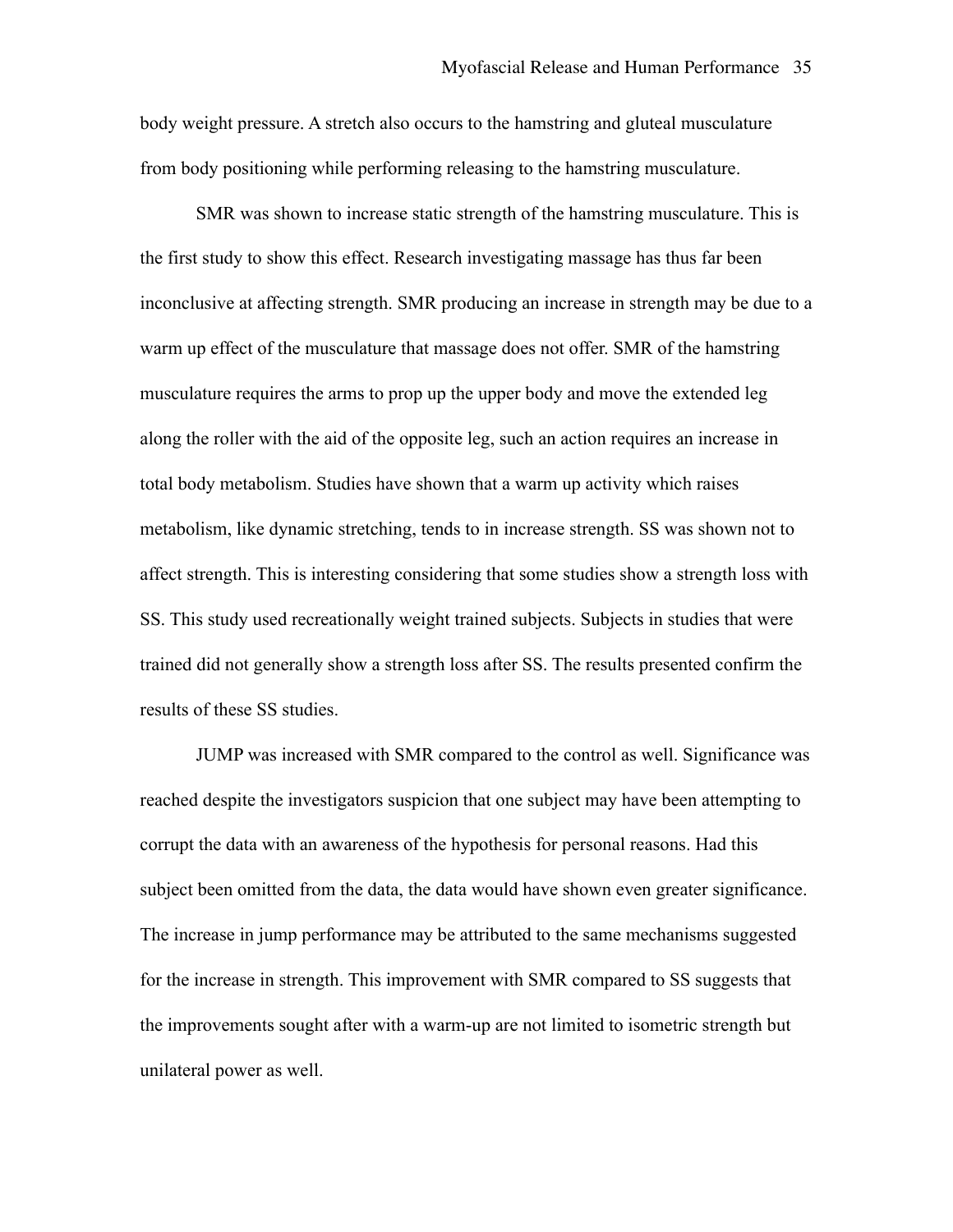body weight pressure. A stretch also occurs to the hamstring and gluteal musculature from body positioning while performing releasing to the hamstring musculature.

SMR was shown to increase static strength of the hamstring musculature. This is the first study to show this effect. Research investigating massage has thus far been inconclusive at affecting strength. SMR producing an increase in strength may be due to a warm up effect of the musculature that massage does not offer. SMR of the hamstring musculature requires the arms to prop up the upper body and move the extended leg along the roller with the aid of the opposite leg, such an action requires an increase in total body metabolism. Studies have shown that a warm up activity which raises metabolism, like dynamic stretching, tends to in increase strength. SS was shown not to affect strength. This is interesting considering that some studies show a strength loss with SS. This study used recreationally weight trained subjects. Subjects in studies that were trained did not generally show a strength loss after SS. The results presented confirm the results of these SS studies.

JUMP was increased with SMR compared to the control as well. Significance was reached despite the investigators suspicion that one subject may have been attempting to corrupt the data with an awareness of the hypothesis for personal reasons. Had this subject been omitted from the data, the data would have shown even greater significance. The increase in jump performance may be attributed to the same mechanisms suggested for the increase in strength. This improvement with SMR compared to SS suggests that the improvements sought after with a warm-up are not limited to isometric strength but unilateral power as well.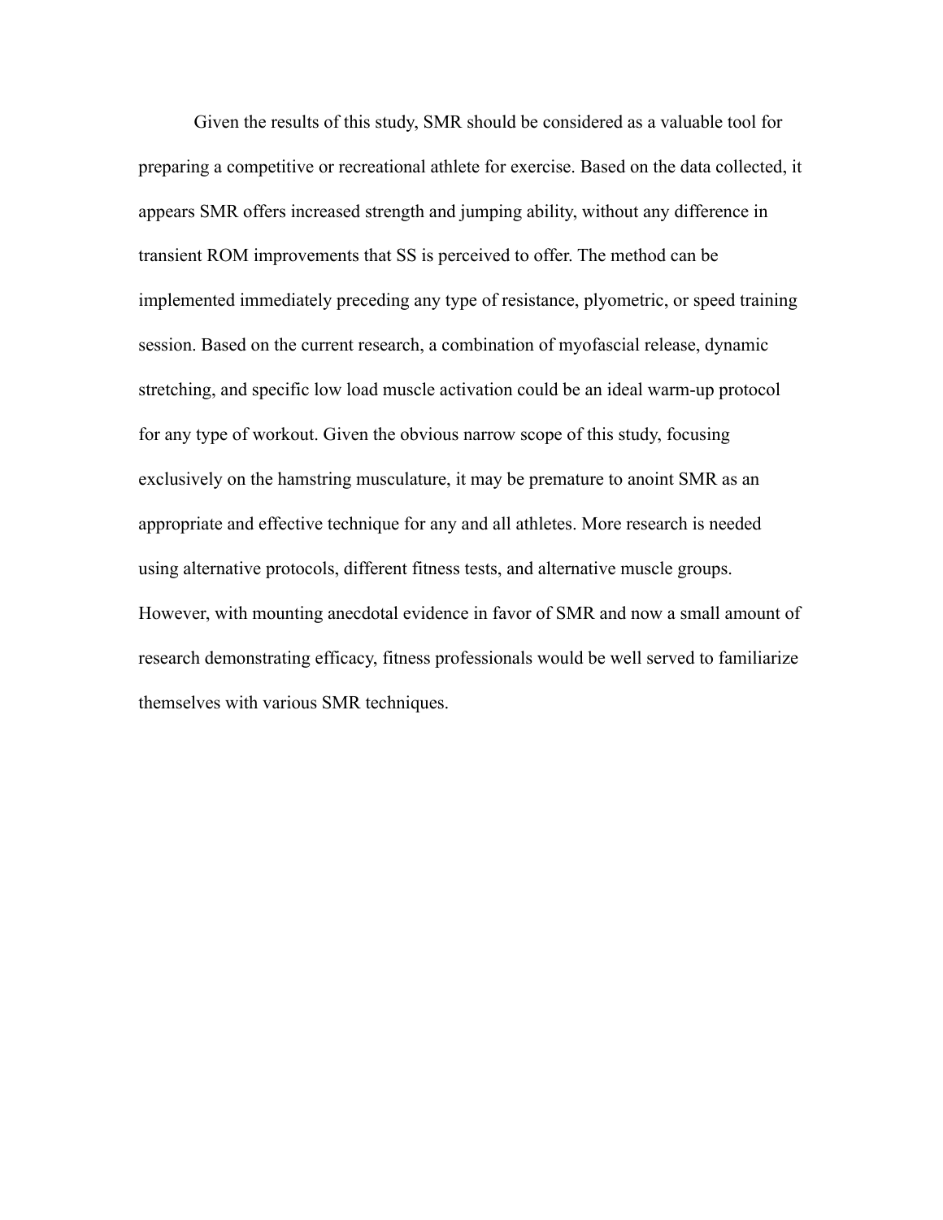Given the results of this study, SMR should be considered as a valuable tool for preparing a competitive or recreational athlete for exercise. Based on the data collected, it appears SMR offers increased strength and jumping ability, without any difference in transient ROM improvements that SS is perceived to offer. The method can be implemented immediately preceding any type of resistance, plyometric, or speed training session. Based on the current research, a combination of myofascial release, dynamic stretching, and specific low load muscle activation could be an ideal warm-up protocol for any type of workout. Given the obvious narrow scope of this study, focusing exclusively on the hamstring musculature, it may be premature to anoint SMR as an appropriate and effective technique for any and all athletes. More research is needed using alternative protocols, different fitness tests, and alternative muscle groups. However, with mounting anecdotal evidence in favor of SMR and now a small amount of research demonstrating efficacy, fitness professionals would be well served to familiarize themselves with various SMR techniques.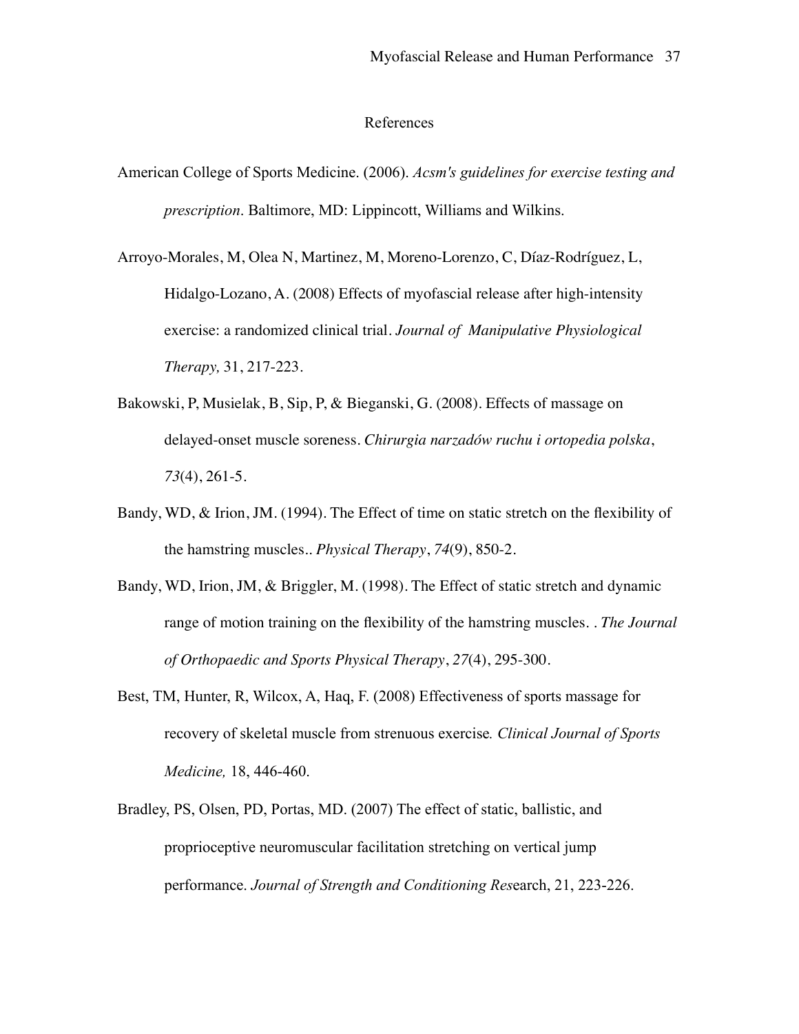# References

American College of Sports Medicine. (2006). *Acsm's guidelines for exercise testing and prescription.* Baltimore, MD: Lippincott, Williams and Wilkins.

Arroyo-Morales, M, Olea N, Martinez, M, Moreno-Lorenzo, C, Díaz-Rodríguez, L, Hidalgo-Lozano, A. (2008) Effects of myofascial release after high-intensity exercise: a randomized clinical trial. *Journal of Manipulative Physiological Therapy,* 31, 217-223.

Bakowski, P, Musielak, B, Sip, P, & Bieganski, G. (2008). Effects of massage on delayed-onset muscle soreness. *Chirurgia narzadów ruchu i ortopedia polska*, *73*(4), 261-5.

Bandy, WD, & Irion, JM. (1994). The Effect of time on static stretch on the flexibility of the hamstring muscles.. *Physical Therapy*, *74*(9), 850-2.

Bandy, WD, Irion, JM, & Briggler, M. (1998). The Effect of static stretch and dynamic range of motion training on the flexibility of the hamstring muscles. . *The Journal of Orthopaedic and Sports Physical Therapy*, *27*(4), 295-300.

Best, TM, Hunter, R, Wilcox, A, Haq, F. (2008) Effectiveness of sports massage for recovery of skeletal muscle from strenuous exercise*. Clinical Journal of Sports Medicine,* 18, 446-460.

Bradley, PS, Olsen, PD, Portas, MD. (2007) The effect of static, ballistic, and proprioceptive neuromuscular facilitation stretching on vertical jump performance. *Journal of Strength and Conditioning Res*earch, 21, 223-226.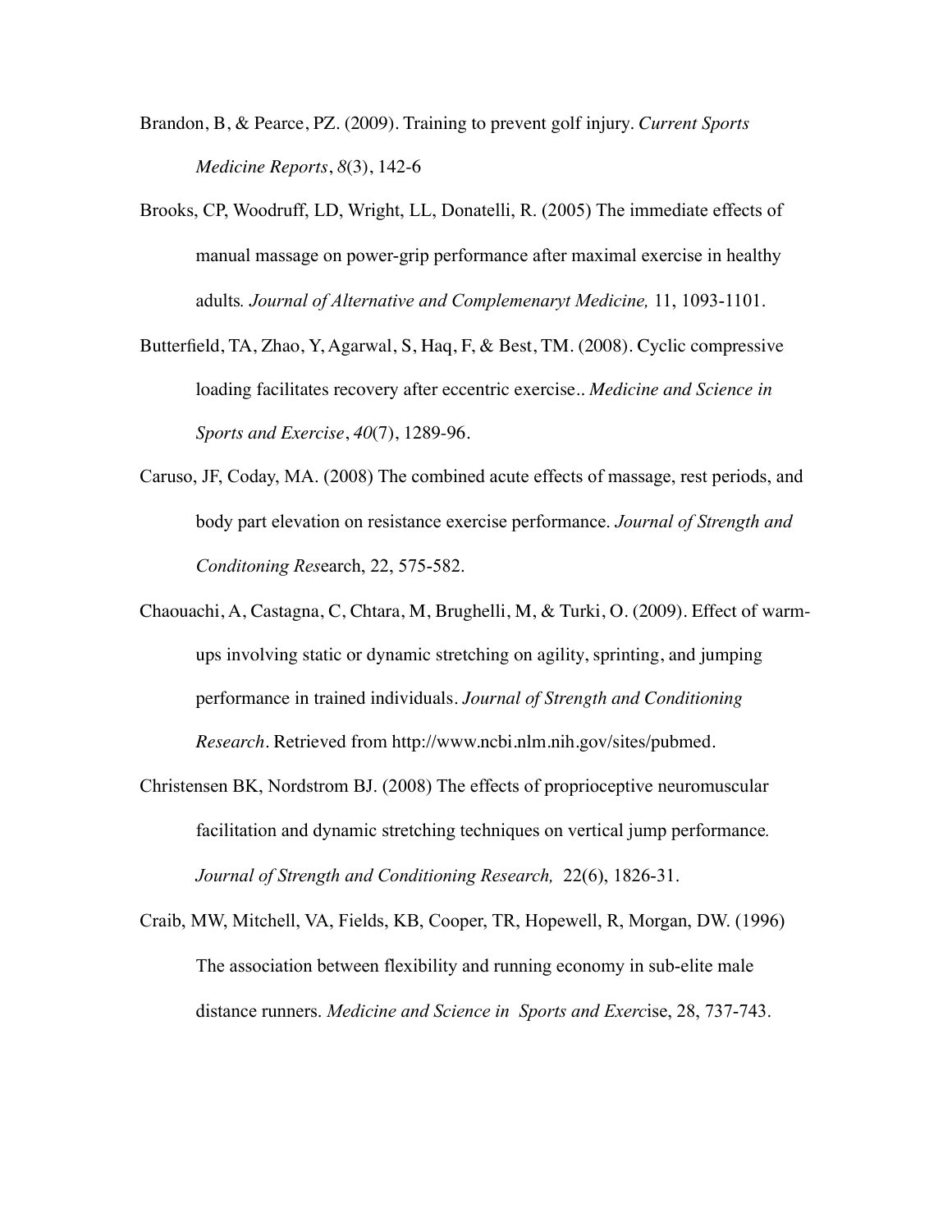Brandon, B, & Pearce, PZ. (2009). Training to prevent golf injury. *Current Sports Medicine Reports*, *8*(3), 142-6

Brooks, CP, Woodruff, LD, Wright, LL, Donatelli, R. (2005) The immediate effects of manual massage on power-grip performance after maximal exercise in healthy adults*. Journal of Alternative and Complemenaryt Medicine,* 11, 1093-1101.

Butterfield, TA, Zhao, Y, Agarwal, S, Haq, F, & Best, TM. (2008). Cyclic compressive loading facilitates recovery after eccentric exercise.. *Medicine and Science in Sports and Exercise*, *40*(7), 1289-96.

Caruso, JF, Coday, MA. (2008) The combined acute effects of massage, rest periods, and body part elevation on resistance exercise performance. *Journal of Strength and Conditoning Res*earch, 22, 575-582.

Chaouachi, A, Castagna, C, Chtara, M, Brughelli, M, & Turki, O. (2009). Effect of warm-ups involving static or dynamic stretching on agility, sprinting, and jumping performance in trained individuals. *Journal of Strength and Conditioning Research*. Retrieved from http://www.ncbi.nlm.nih.gov/sites/pubmed.

Christensen BK, Nordstrom BJ. (2008) The effects of proprioceptive neuromuscular facilitation and dynamic stretching techniques on vertical jump performance*. Journal of Strength and Conditioning Research,* 22(6), 1826-31.

Craib, MW, Mitchell, VA, Fields, KB, Cooper, TR, Hopewell, R, Morgan, DW. (1996) The association between flexibility and running economy in sub-elite male distance runners. *Medicine and Science in Sports and Exerc*ise, 28, 737-743.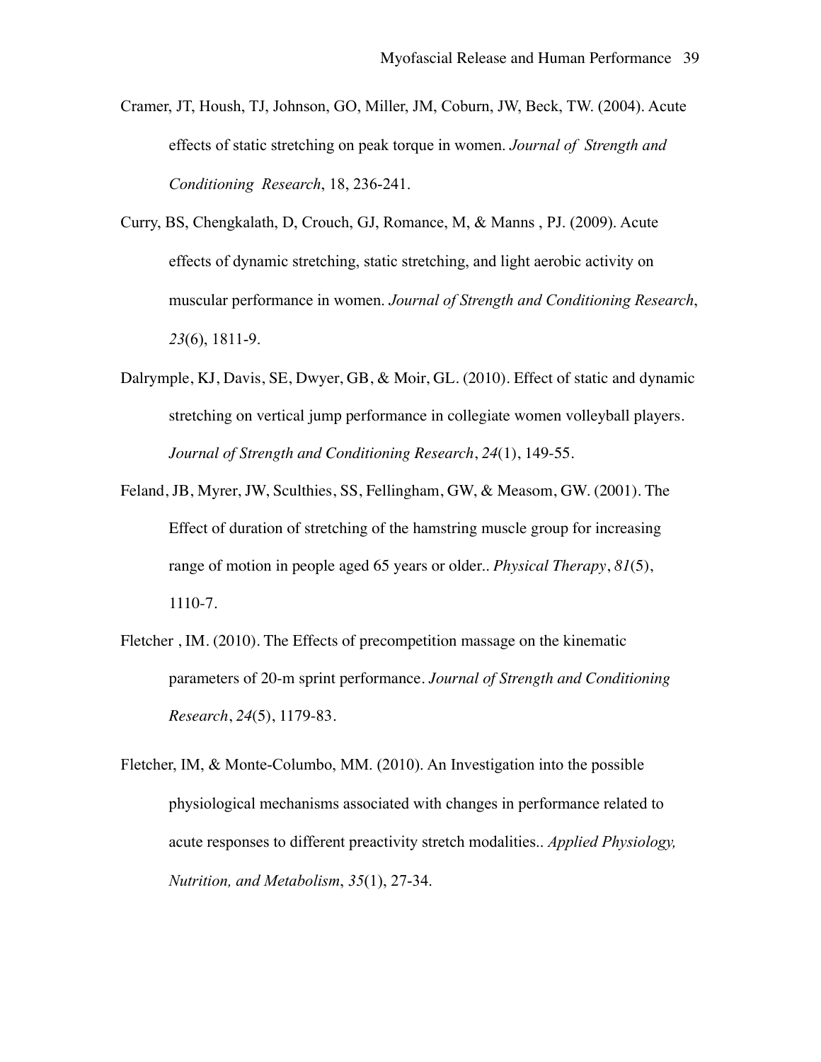Cramer, JT, Housh, TJ, Johnson, GO, Miller, JM, Coburn, JW, Beck, TW. (2004). Acute effects of static stretching on peak torque in women. *Journal of Strength and Conditioning Research*, 18, 236-241.

Curry, BS, Chengkalath, D, Crouch, GJ, Romance, M, & Manns , PJ. (2009). Acute effects of dynamic stretching, static stretching, and light aerobic activity on muscular performance in women. *Journal of Strength and Conditioning Research*, *23*(6), 1811-9.

Dalrymple, KJ, Davis, SE, Dwyer, GB, & Moir, GL. (2010). Effect of static and dynamic stretching on vertical jump performance in collegiate women volleyball players. *Journal of Strength and Conditioning Research*, *24*(1), 149-55.

Feland, JB, Myrer, JW, Sculthies, SS, Fellingham, GW, & Measom, GW. (2001). The Effect of duration of stretching of the hamstring muscle group for increasing range of motion in people aged 65 years or older.. *Physical Therapy*, *81*(5), 1110-7.

Fletcher , IM. (2010). The Effects of precompetition massage on the kinematic parameters of 20-m sprint performance. *Journal of Strength and Conditioning Research*, *24*(5), 1179-83.

Fletcher, IM, & Monte-Columbo, MM. (2010). An Investigation into the possible physiological mechanisms associated with changes in performance related to acute responses to different preactivity stretch modalities.. *Applied Physiology, Nutrition, and Metabolism*, *35*(1), 27-34.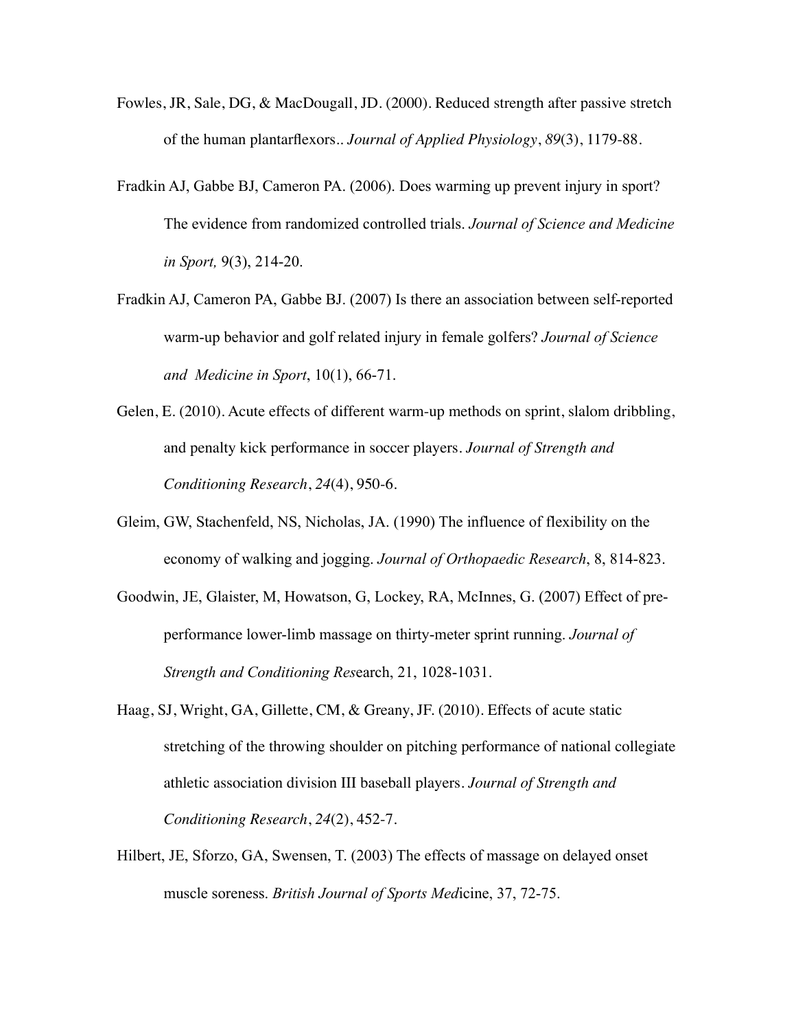Fowles, JR, Sale, DG, & MacDougall, JD. (2000). Reduced strength after passive stretch of the human plantarflexors.. *Journal of Applied Physiology*, *89*(3), 1179-88.

Fradkin AJ, Gabbe BJ, Cameron PA. (2006). Does warming up prevent injury in sport? The evidence from randomized controlled trials. *Journal of Science and Medicine in Sport,* 9(3), 214-20.

Fradkin AJ, Cameron PA, Gabbe BJ. (2007) Is there an association between self-reported warm-up behavior and golf related injury in female golfers? *Journal of Science and Medicine in Sport*, 10(1), 66-71.

Gelen, E. (2010). Acute effects of different warm-up methods on sprint, slalom dribbling, and penalty kick performance in soccer players. *Journal of Strength and Conditioning Research*, *24*(4), 950-6.

Gleim, GW, Stachenfeld, NS, Nicholas, JA. (1990) The influence of flexibility on the economy of walking and jogging. *Journal of Orthopaedic Research*, 8, 814-823.

Goodwin, JE, Glaister, M, Howatson, G, Lockey, RA, McInnes, G. (2007) Effect of pre-performance lower-limb massage on thirty-meter sprint running. *Journal of Strength and Conditioning Res*earch, 21, 1028-1031.

Haag, SJ, Wright, GA, Gillette, CM, & Greany, JF. (2010). Effects of acute static stretching of the throwing shoulder on pitching performance of national collegiate athletic association division III baseball players. *Journal of Strength and Conditioning Research*, *24*(2), 452-7.

Hilbert, JE, Sforzo, GA, Swensen, T. (2003) The effects of massage on delayed onset muscle soreness. *British Journal of Sports Med*icine, 37, 72-75.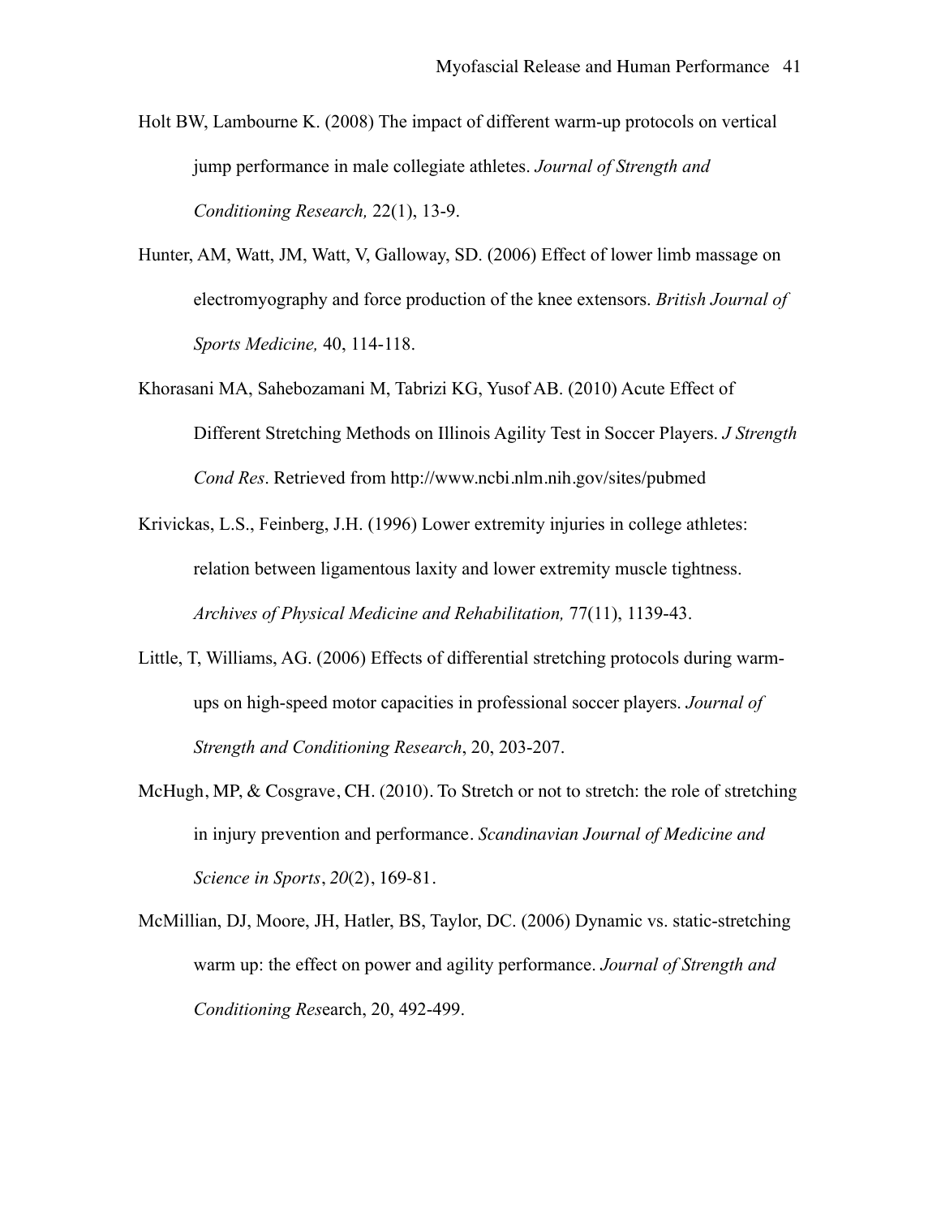Holt BW, Lambourne K. (2008) The impact of different warm-up protocols on vertical jump performance in male collegiate athletes. *Journal of Strength and Conditioning Research,* 22(1), 13-9.

Hunter, AM, Watt, JM, Watt, V, Galloway, SD. (2006) Effect of lower limb massage on electromyography and force production of the knee extensors. *British Journal of Sports Medicine,* 40, 114-118.

Khorasani MA, Sahebozamani M, Tabrizi KG, Yusof AB. (2010) Acute Effect of Different Stretching Methods on Illinois Agility Test in Soccer Players. *J Strength Cond Res*. Retrieved from http://www.ncbi.nlm.nih.gov/sites/pubmed

Krivickas, L.S., Feinberg, J.H. (1996) Lower extremity injuries in college athletes: relation between ligamentous laxity and lower extremity muscle tightness. *Archives of Physical Medicine and Rehabilitation,* 77(11), 1139-43.

Little, T, Williams, AG. (2006) Effects of differential stretching protocols during warm-ups on high-speed motor capacities in professional soccer players. *Journal of Strength and Conditioning Research*, 20, 203-207.

McHugh, MP, & Cosgrave, CH. (2010). To Stretch or not to stretch: the role of stretching in injury prevention and performance. *Scandinavian Journal of Medicine and Science in Sports*, *20*(2), 169-81.

McMillian, DJ, Moore, JH, Hatler, BS, Taylor, DC. (2006) Dynamic vs. static-stretching warm up: the effect on power and agility performance. *Journal of Strength and Conditioning Res*earch, 20, 492-499.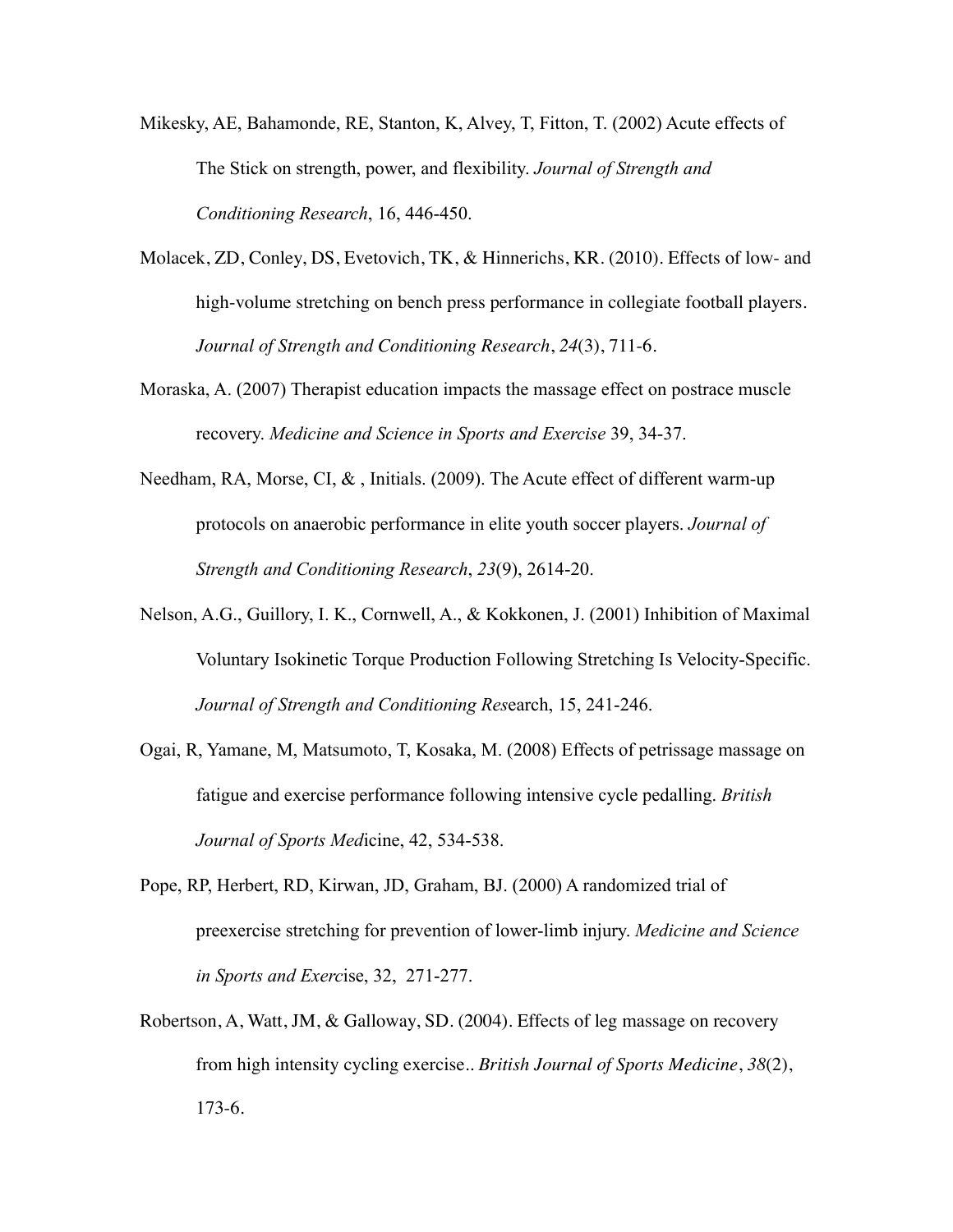Mikesky, AE, Bahamonde, RE, Stanton, K, Alvey, T, Fitton, T. (2002) Acute effects of The Stick on strength, power, and flexibility. *Journal of Strength and Conditioning Research*, 16, 446-450.

Molacek, ZD, Conley, DS, Evetovich, TK, & Hinnerichs, KR. (2010). Effects of low- and high-volume stretching on bench press performance in collegiate football players. *Journal of Strength and Conditioning Research*, *24*(3), 711-6.

Moraska, A. (2007) Therapist education impacts the massage effect on postrace muscle recovery. *Medicine and Science in Sports and Exercise* 39, 34-37.

Needham, RA, Morse, CI, & , Initials. (2009). The Acute effect of different warm-up protocols on anaerobic performance in elite youth soccer players. *Journal of Strength and Conditioning Research*, *23*(9), 2614-20.

Nelson, A.G., Guillory, I. K., Cornwell, A., & Kokkonen, J. (2001) Inhibition of Maximal Voluntary Isokinetic Torque Production Following Stretching Is Velocity-Specific. *Journal of Strength and Conditioning Res*earch, 15, 241-246.

Ogai, R, Yamane, M, Matsumoto, T, Kosaka, M. (2008) Effects of petrissage massage on fatigue and exercise performance following intensive cycle pedalling. *British Journal of Sports Med*icine, 42, 534-538.

Pope, RP, Herbert, RD, Kirwan, JD, Graham, BJ. (2000) A randomized trial of preexercise stretching for prevention of lower-limb injury. *Medicine and Science in Sports and Exerc*ise, 32, 271-277.

Robertson, A, Watt, JM, & Galloway, SD. (2004). Effects of leg massage on recovery from high intensity cycling exercise.. *British Journal of Sports Medicine*, *38*(2), 173-6.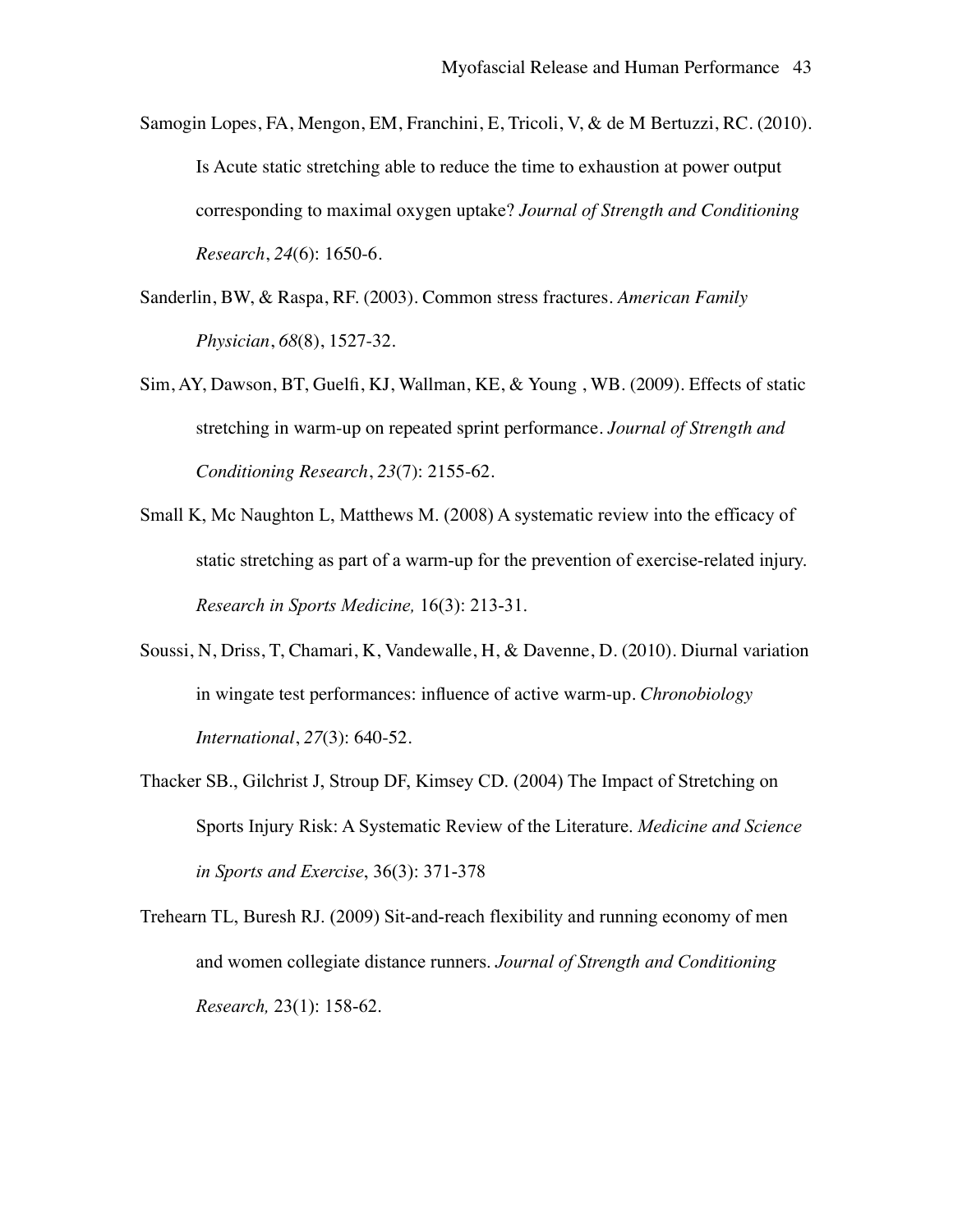Samogin Lopes, FA, Mengon, EM, Franchini, E, Tricoli, V, & de M Bertuzzi, RC. (2010). Is Acute static stretching able to reduce the time to exhaustion at power output corresponding to maximal oxygen uptake? *Journal of Strength and Conditioning Research*, *24*(6): 1650-6.

Sanderlin, BW, & Raspa, RF. (2003). Common stress fractures. *American Family Physician*, *68*(8), 1527-32.

Sim, AY, Dawson, BT, Guelfi, KJ, Wallman, KE, & Young , WB. (2009). Effects of static stretching in warm-up on repeated sprint performance. *Journal of Strength and Conditioning Research*, *23*(7): 2155-62.

Small K, Mc Naughton L, Matthews M. (2008) A systematic review into the efficacy of static stretching as part of a warm-up for the prevention of exercise-related injury. *Research in Sports Medicine,* 16(3): 213-31.

Soussi, N, Driss, T, Chamari, K, Vandewalle, H, & Davenne, D. (2010). Diurnal variation in wingate test performances: influence of active warm-up. *Chronobiology International*, *27*(3): 640-52.

Thacker SB., Gilchrist J, Stroup DF, Kimsey CD. (2004) The Impact of Stretching on Sports Injury Risk: A Systematic Review of the Literature. *Medicine and Science in Sports and Exercise*, 36(3): 371-378

Trehearn TL, Buresh RJ. (2009) Sit-and-reach flexibility and running economy of men and women collegiate distance runners. *Journal of Strength and Conditioning Research,* 23(1): 158-62.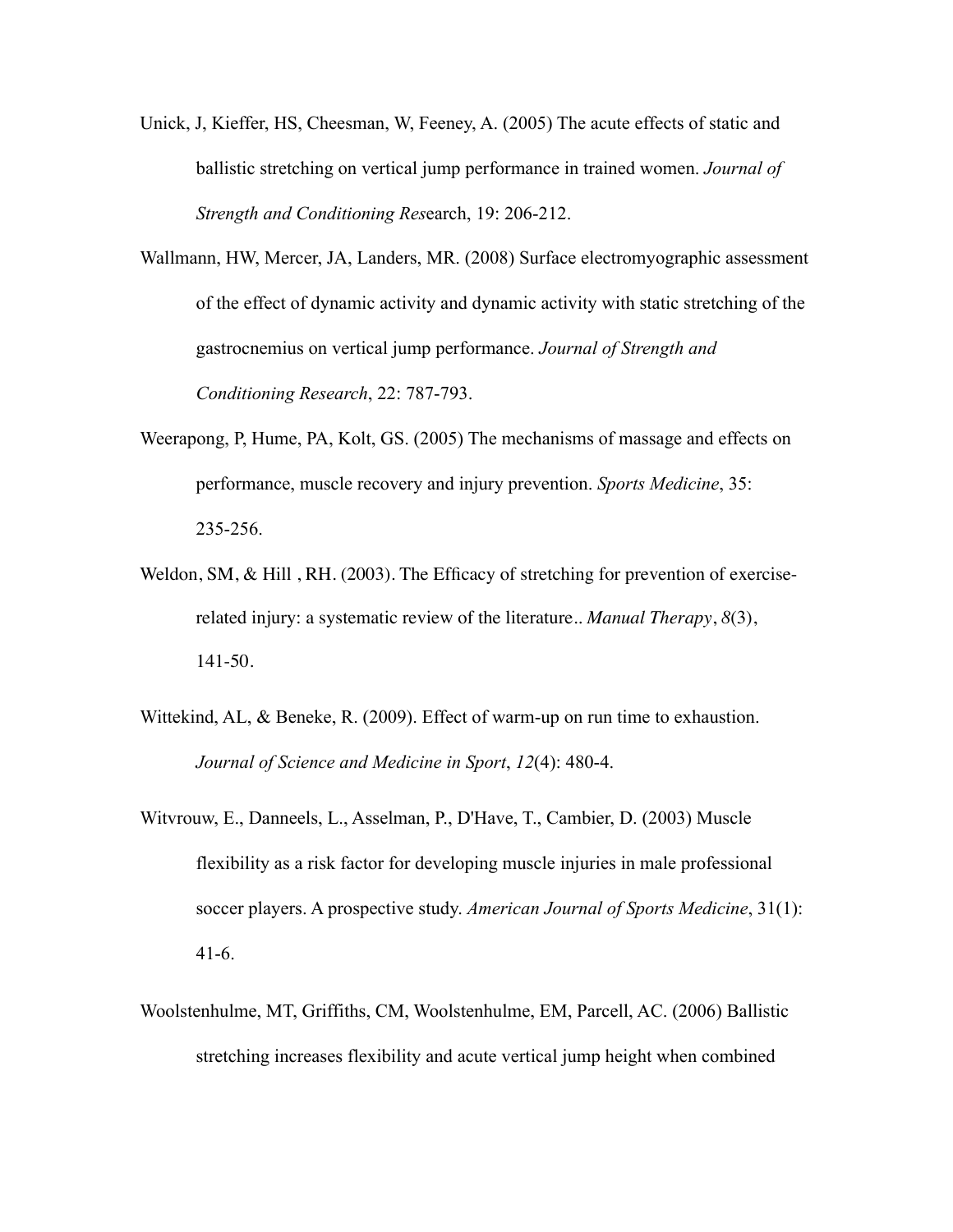Unick, J, Kieffer, HS, Cheesman, W, Feeney, A. (2005) The acute effects of static and ballistic stretching on vertical jump performance in trained women. *Journal of Strength and Conditioning Res*earch, 19: 206-212.

Wallmann, HW, Mercer, JA, Landers, MR. (2008) Surface electromyographic assessment of the effect of dynamic activity and dynamic activity with static stretching of the gastrocnemius on vertical jump performance. *Journal of Strength and Conditioning Research*, 22: 787-793.

Weerapong, P, Hume, PA, Kolt, GS. (2005) The mechanisms of massage and effects on performance, muscle recovery and injury prevention. *Sports Medicine*, 35: 235-256.

Weldon, SM, & Hill , RH. (2003). The Efficacy of stretching for prevention of exercise-related injury: a systematic review of the literature.. *Manual Therapy*, *8*(3), 141-50.

Wittekind, AL, & Beneke, R. (2009). Effect of warm-up on run time to exhaustion. *Journal of Science and Medicine in Sport*, *12*(4): 480-4.

Witvrouw, E., Danneels, L., Asselman, P., D'Have, T., Cambier, D. (2003) Muscle flexibility as a risk factor for developing muscle injuries in male professional soccer players. A prospective study. *American Journal of Sports Medicine*, 31(1): 41-6.

Woolstenhulme, MT, Griffiths, CM, Woolstenhulme, EM, Parcell, AC. (2006) Ballistic stretching increases flexibility and acute vertical jump height when combined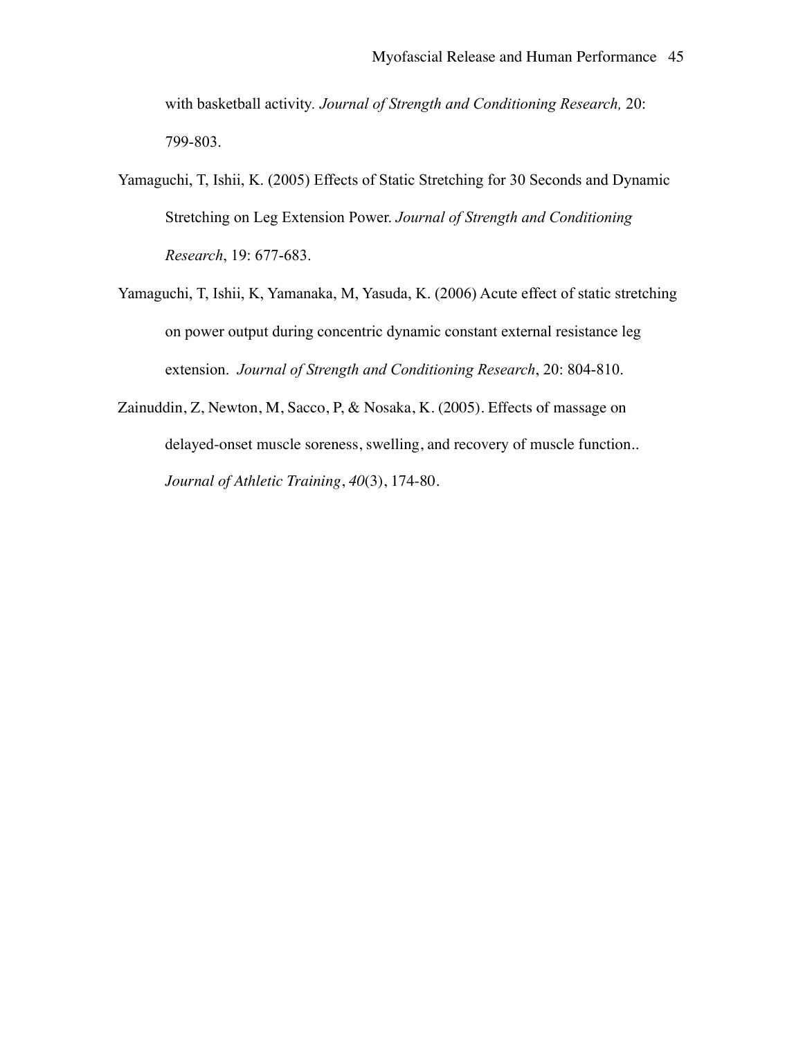with basketball activity. *Journal of Strength and Conditioning Research,* 20: 799-803.

Yamaguchi, T, Ishii, K. (2005) Effects of Static Stretching for 30 Seconds and Dynamic Stretching on Leg Extension Power. *Journal of Strength and Conditioning Research*, 19: 677-683.

Yamaguchi, T, Ishii, K, Yamanaka, M, Yasuda, K. (2006) Acute effect of static stretching on power output during concentric dynamic constant external resistance leg extension. *Journal of Strength and Conditioning Research*, 20: 804-810.

Zainuddin, Z, Newton, M, Sacco, P, & Nosaka, K. (2005). Effects of massage on delayed-onset muscle soreness, swelling, and recovery of muscle function.. *Journal of Athletic Training*, *40*(3), 174-80.